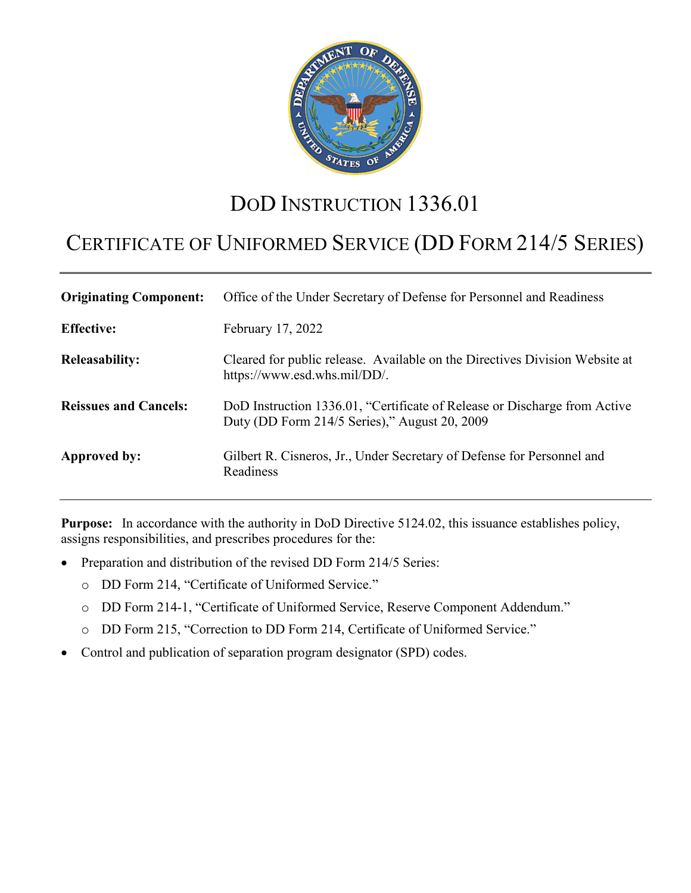# DoD INSTRUCTION 1336.01

# CERTIFICATE OF UNIFORMED SERVICE (DD FORM 214/5 SERIES)

| | |
|---|---|
| **Originating Component:** | Office of the Under Secretary of Defense for Personnel and Readiness |
| **Effective:** | February 17, 2022 |
| **Releasability:** | Cleared for public release. Available on the Directives Division Website at https://www.esd.whs.mil/DD/. |
| **Reissues and Cancels:** | DoD Instruction 1336.01, "Certificate of Release or Discharge from Active Duty (DD Form 214/5 Series)," August 20, 2009 |
| **Approved by:** | Gilbert R. Cisneros, Jr., Under Secretary of Defense for Personnel and Readiness |

**Purpose:** In accordance with the authority in DoD Directive 5124.02, this issuance establishes policy, assigns responsibilities, and prescribes procedures for the:

- Preparation and distribution of the revised DD Form 214/5 Series:
  - DD Form 214, "Certificate of Uniformed Service."
  - DD Form 214-1, "Certificate of Uniformed Service, Reserve Component Addendum."
  - DD Form 215, "Correction to DD Form 214, Certificate of Uniformed Service."
- Control and publication of separation program designator (SPD) codes.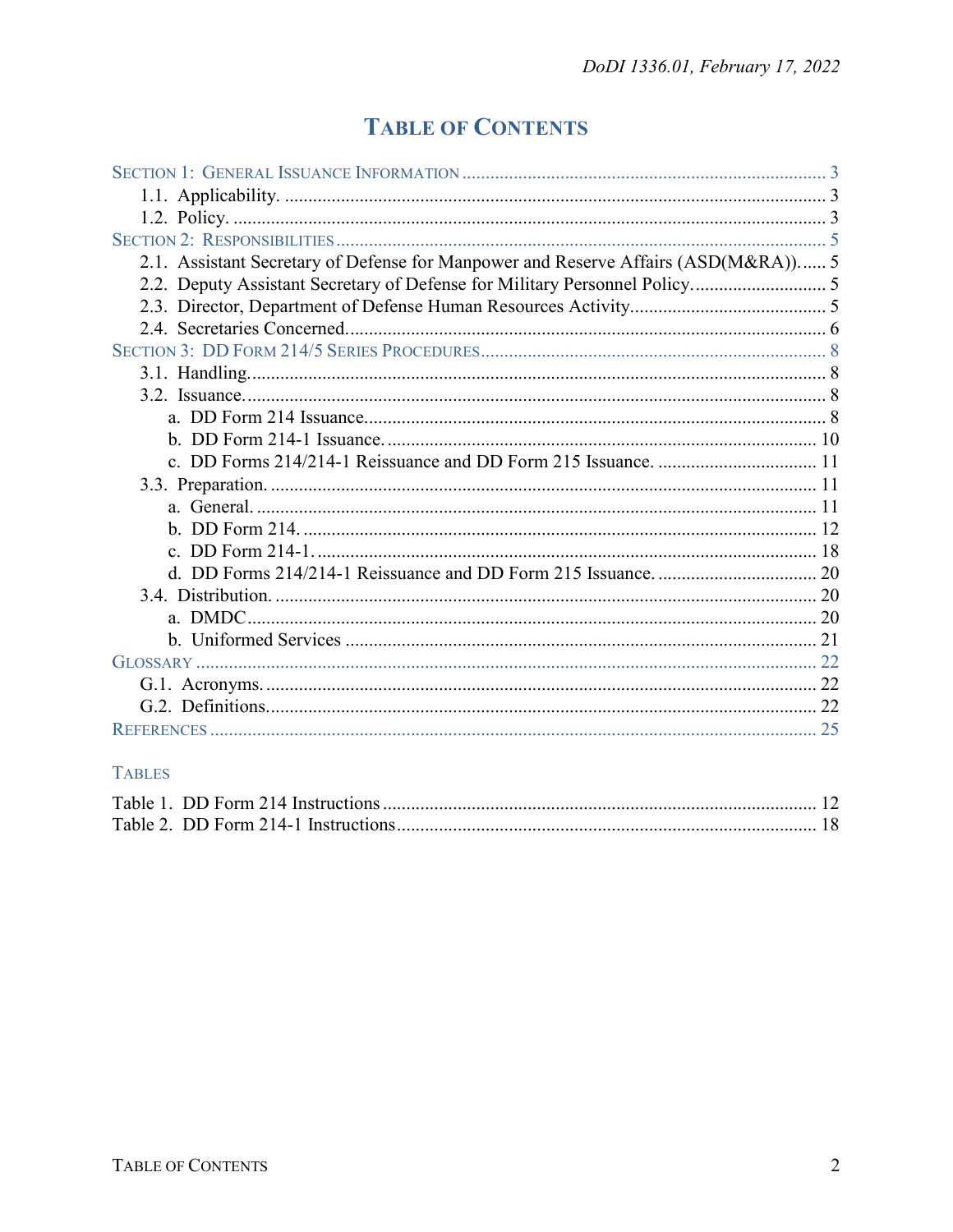# TABLE OF CONTENTS

SECTION 1: GENERAL ISSUANCE INFORMATION ........ 3
- 1.1. Applicability. ........ 3
- 1.2. Policy. ........ 3

SECTION 2: RESPONSIBILITIES ........ 5
- 2.1. Assistant Secretary of Defense for Manpower and Reserve Affairs (ASD(M&RA)). ........ 5
- 2.2. Deputy Assistant Secretary of Defense for Military Personnel Policy. ........ 5
- 2.3. Director, Department of Defense Human Resources Activity. ........ 5
- 2.4. Secretaries Concerned. ........ 6

SECTION 3: DD FORM 214/5 SERIES PROCEDURES ........ 8
- 3.1. Handling. ........ 8
- 3.2. Issuance. ........ 8
  - a. DD Form 214 Issuance. ........ 8
  - b. DD Form 214-1 Issuance. ........ 10
  - c. DD Forms 214/214-1 Reissuance and DD Form 215 Issuance. ........ 11
- 3.3. Preparation. ........ 11
  - a. General. ........ 11
  - b. DD Form 214. ........ 12
  - c. DD Form 214-1. ........ 18
  - d. DD Forms 214/214-1 Reissuance and DD Form 215 Issuance. ........ 20
- 3.4. Distribution. ........ 20
  - a. DMDC ........ 20
  - b. Uniformed Services ........ 21

GLOSSARY ........ 22
- G.1. Acronyms. ........ 22
- G.2. Definitions. ........ 22

REFERENCES ........ 25

TABLES

Table 1. DD Form 214 Instructions ........ 12

Table 2. DD Form 214-1 Instructions ........ 18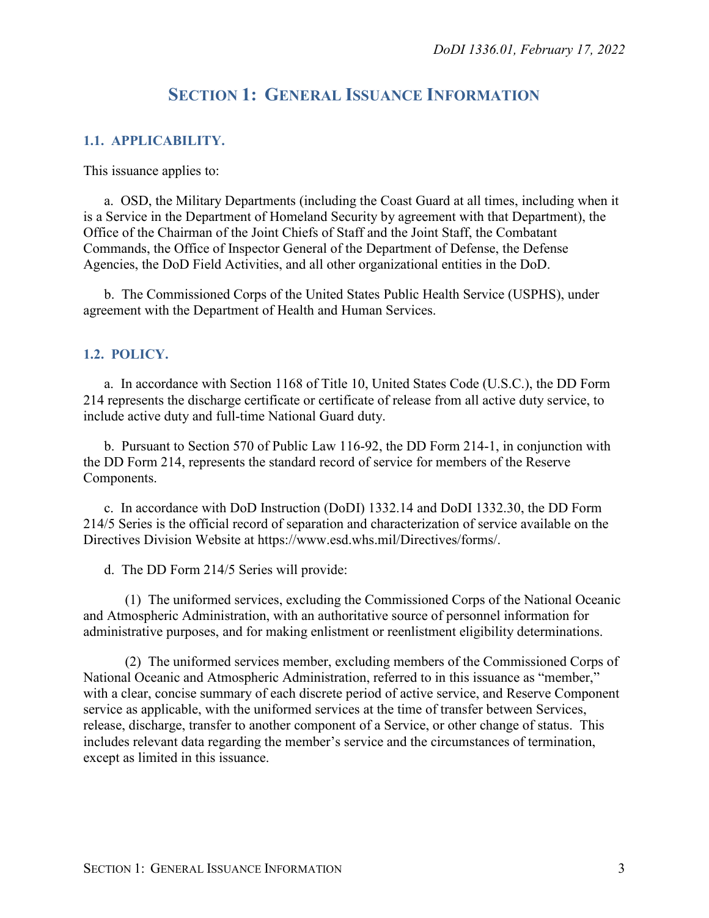# SECTION 1: GENERAL ISSUANCE INFORMATION

## 1.1. APPLICABILITY.

This issuance applies to:

a. OSD, the Military Departments (including the Coast Guard at all times, including when it is a Service in the Department of Homeland Security by agreement with that Department), the Office of the Chairman of the Joint Chiefs of Staff and the Joint Staff, the Combatant Commands, the Office of Inspector General of the Department of Defense, the Defense Agencies, the DoD Field Activities, and all other organizational entities in the DoD.

b. The Commissioned Corps of the United States Public Health Service (USPHS), under agreement with the Department of Health and Human Services.

## 1.2. POLICY.

a. In accordance with Section 1168 of Title 10, United States Code (U.S.C.), the DD Form 214 represents the discharge certificate or certificate of release from all active duty service, to include active duty and full-time National Guard duty.

b. Pursuant to Section 570 of Public Law 116-92, the DD Form 214-1, in conjunction with the DD Form 214, represents the standard record of service for members of the Reserve Components.

c. In accordance with DoD Instruction (DoDI) 1332.14 and DoDI 1332.30, the DD Form 214/5 Series is the official record of separation and characterization of service available on the Directives Division Website at https://www.esd.whs.mil/Directives/forms/.

d. The DD Form 214/5 Series will provide:

(1) The uniformed services, excluding the Commissioned Corps of the National Oceanic and Atmospheric Administration, with an authoritative source of personnel information for administrative purposes, and for making enlistment or reenlistment eligibility determinations.

(2) The uniformed services member, excluding members of the Commissioned Corps of National Oceanic and Atmospheric Administration, referred to in this issuance as "member," with a clear, concise summary of each discrete period of active service, and Reserve Component service as applicable, with the uniformed services at the time of transfer between Services, release, discharge, transfer to another component of a Service, or other change of status. This includes relevant data regarding the member's service and the circumstances of termination, except as limited in this issuance.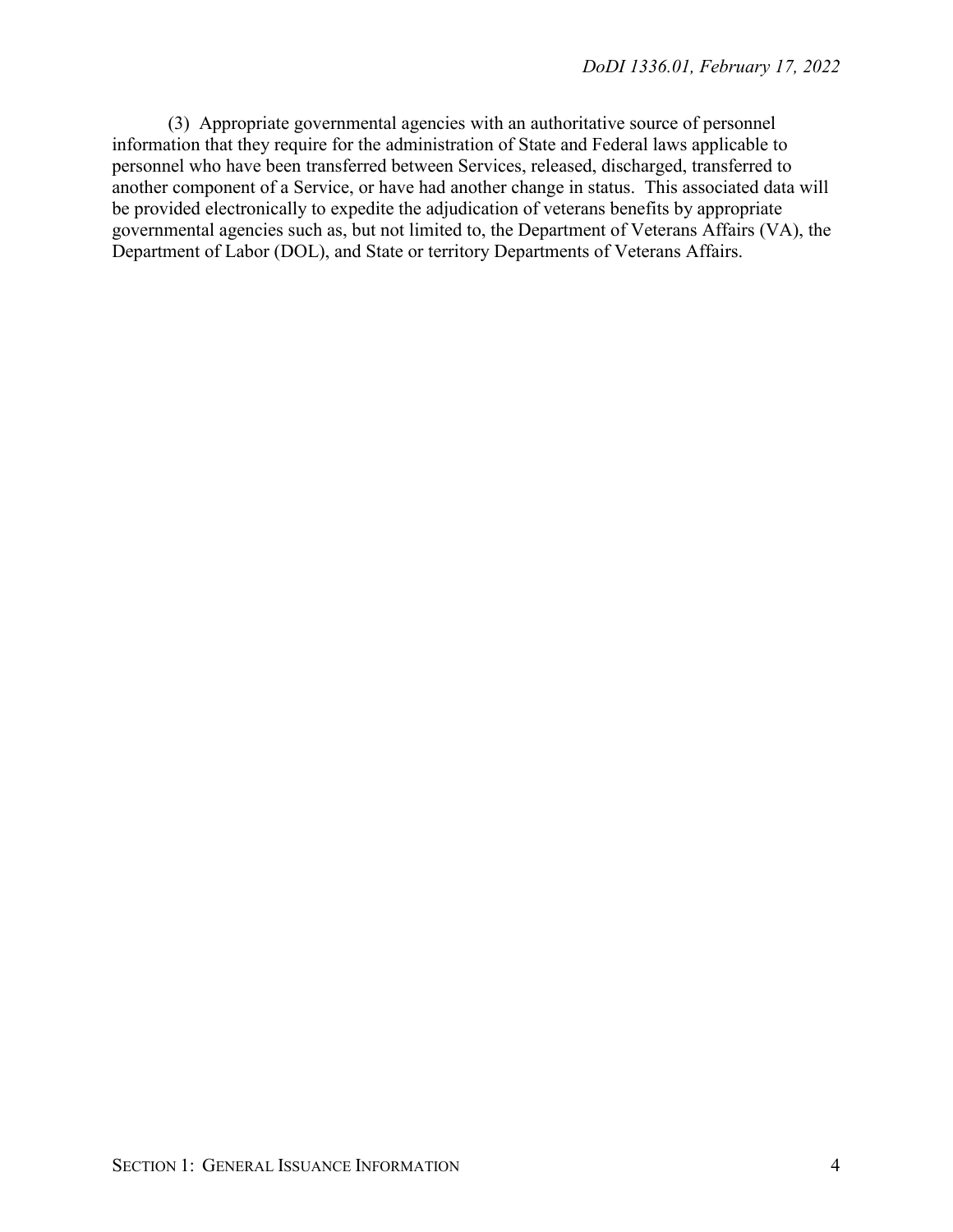(3) Appropriate governmental agencies with an authoritative source of personnel information that they require for the administration of State and Federal laws applicable to personnel who have been transferred between Services, released, discharged, transferred to another component of a Service, or have had another change in status. This associated data will be provided electronically to expedite the adjudication of veterans benefits by appropriate governmental agencies such as, but not limited to, the Department of Veterans Affairs (VA), the Department of Labor (DOL), and State or territory Departments of Veterans Affairs.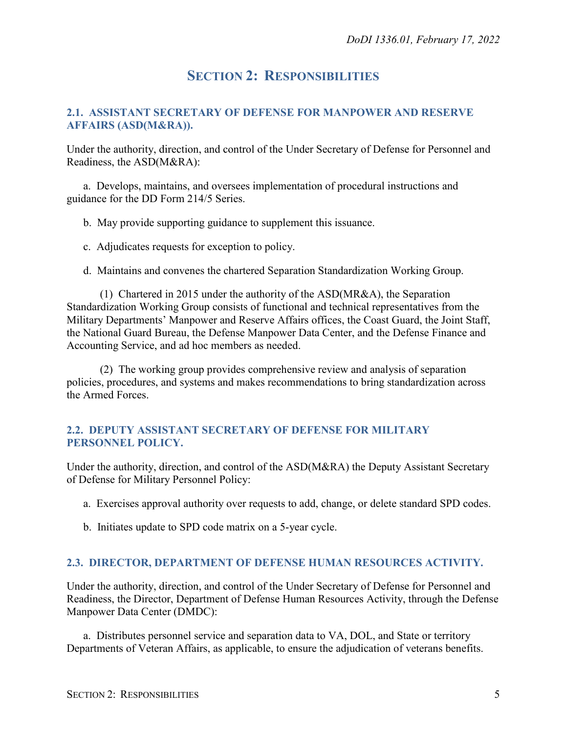# SECTION 2: RESPONSIBILITIES

## 2.1. ASSISTANT SECRETARY OF DEFENSE FOR MANPOWER AND RESERVE AFFAIRS (ASD(M&RA)).

Under the authority, direction, and control of the Under Secretary of Defense for Personnel and Readiness, the ASD(M&RA):

a. Develops, maintains, and oversees implementation of procedural instructions and guidance for the DD Form 214/5 Series.

b. May provide supporting guidance to supplement this issuance.

c. Adjudicates requests for exception to policy.

d. Maintains and convenes the chartered Separation Standardization Working Group.

(1) Chartered in 2015 under the authority of the ASD(MR&A), the Separation Standardization Working Group consists of functional and technical representatives from the Military Departments' Manpower and Reserve Affairs offices, the Coast Guard, the Joint Staff, the National Guard Bureau, the Defense Manpower Data Center, and the Defense Finance and Accounting Service, and ad hoc members as needed.

(2) The working group provides comprehensive review and analysis of separation policies, procedures, and systems and makes recommendations to bring standardization across the Armed Forces.

## 2.2. DEPUTY ASSISTANT SECRETARY OF DEFENSE FOR MILITARY PERSONNEL POLICY.

Under the authority, direction, and control of the ASD(M&RA) the Deputy Assistant Secretary of Defense for Military Personnel Policy:

a. Exercises approval authority over requests to add, change, or delete standard SPD codes.

b. Initiates update to SPD code matrix on a 5-year cycle.

## 2.3. DIRECTOR, DEPARTMENT OF DEFENSE HUMAN RESOURCES ACTIVITY.

Under the authority, direction, and control of the Under Secretary of Defense for Personnel and Readiness, the Director, Department of Defense Human Resources Activity, through the Defense Manpower Data Center (DMDC):

a. Distributes personnel service and separation data to VA, DOL, and State or territory Departments of Veteran Affairs, as applicable, to ensure the adjudication of veterans benefits.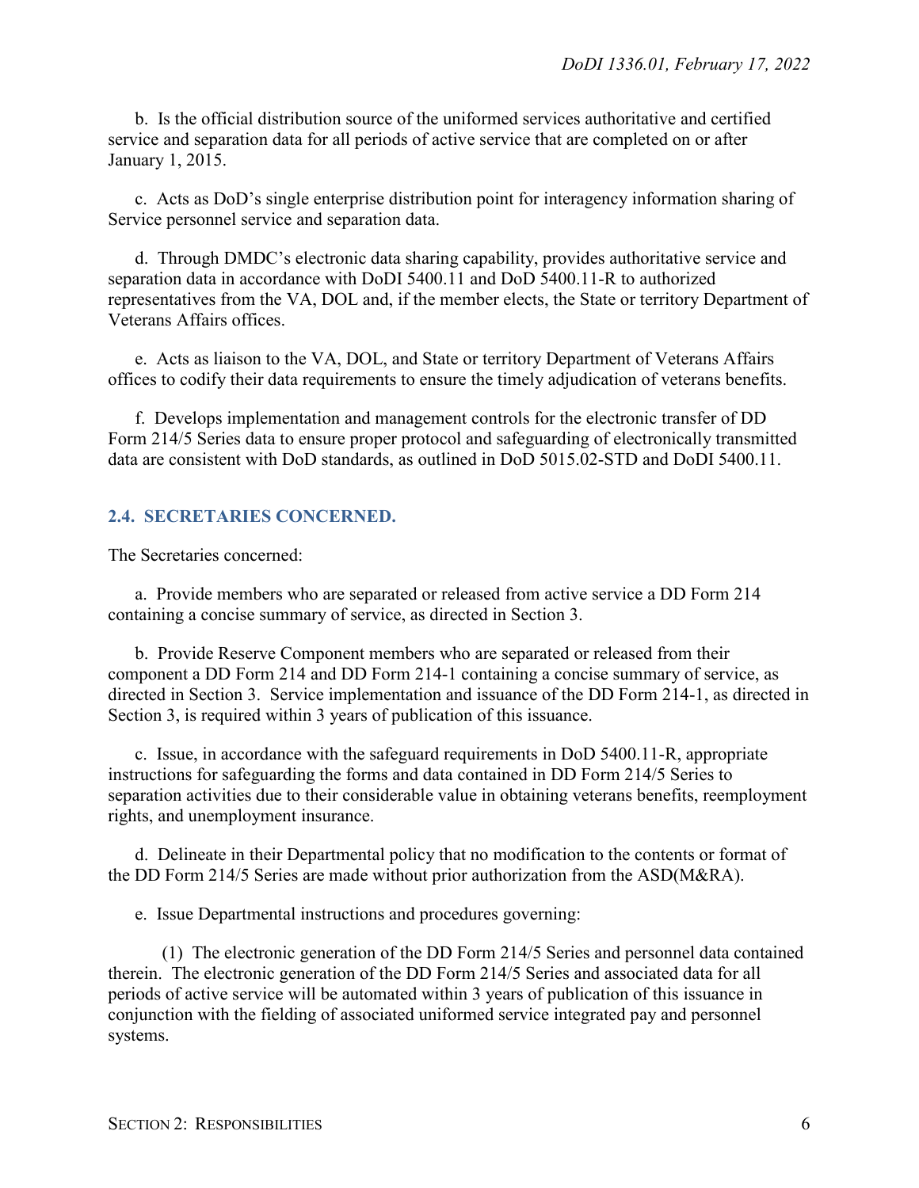b. Is the official distribution source of the uniformed services authoritative and certified service and separation data for all periods of active service that are completed on or after January 1, 2015.

c. Acts as DoD's single enterprise distribution point for interagency information sharing of Service personnel service and separation data.

d. Through DMDC's electronic data sharing capability, provides authoritative service and separation data in accordance with DoDI 5400.11 and DoD 5400.11-R to authorized representatives from the VA, DOL and, if the member elects, the State or territory Department of Veterans Affairs offices.

e. Acts as liaison to the VA, DOL, and State or territory Department of Veterans Affairs offices to codify their data requirements to ensure the timely adjudication of veterans benefits.

f. Develops implementation and management controls for the electronic transfer of DD Form 214/5 Series data to ensure proper protocol and safeguarding of electronically transmitted data are consistent with DoD standards, as outlined in DoD 5015.02-STD and DoDI 5400.11.

## 2.4. SECRETARIES CONCERNED.

The Secretaries concerned:

a. Provide members who are separated or released from active service a DD Form 214 containing a concise summary of service, as directed in Section 3.

b. Provide Reserve Component members who are separated or released from their component a DD Form 214 and DD Form 214-1 containing a concise summary of service, as directed in Section 3. Service implementation and issuance of the DD Form 214-1, as directed in Section 3, is required within 3 years of publication of this issuance.

c. Issue, in accordance with the safeguard requirements in DoD 5400.11-R, appropriate instructions for safeguarding the forms and data contained in DD Form 214/5 Series to separation activities due to their considerable value in obtaining veterans benefits, reemployment rights, and unemployment insurance.

d. Delineate in their Departmental policy that no modification to the contents or format of the DD Form 214/5 Series are made without prior authorization from the ASD(M&RA).

e. Issue Departmental instructions and procedures governing:

(1) The electronic generation of the DD Form 214/5 Series and personnel data contained therein. The electronic generation of the DD Form 214/5 Series and associated data for all periods of active service will be automated within 3 years of publication of this issuance in conjunction with the fielding of associated uniformed service integrated pay and personnel systems.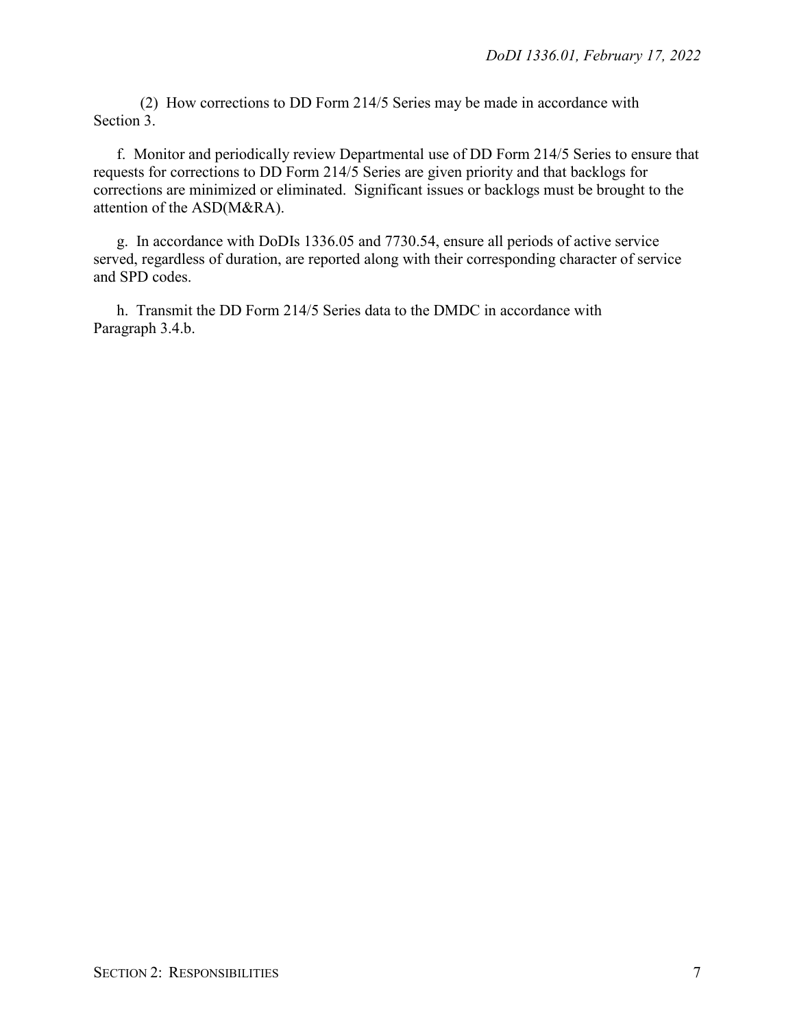(2) How corrections to DD Form 214/5 Series may be made in accordance with Section 3.

f. Monitor and periodically review Departmental use of DD Form 214/5 Series to ensure that requests for corrections to DD Form 214/5 Series are given priority and that backlogs for corrections are minimized or eliminated. Significant issues or backlogs must be brought to the attention of the ASD(M&RA).

g. In accordance with DoDIs 1336.05 and 7730.54, ensure all periods of active service served, regardless of duration, are reported along with their corresponding character of service and SPD codes.

h. Transmit the DD Form 214/5 Series data to the DMDC in accordance with Paragraph 3.4.b.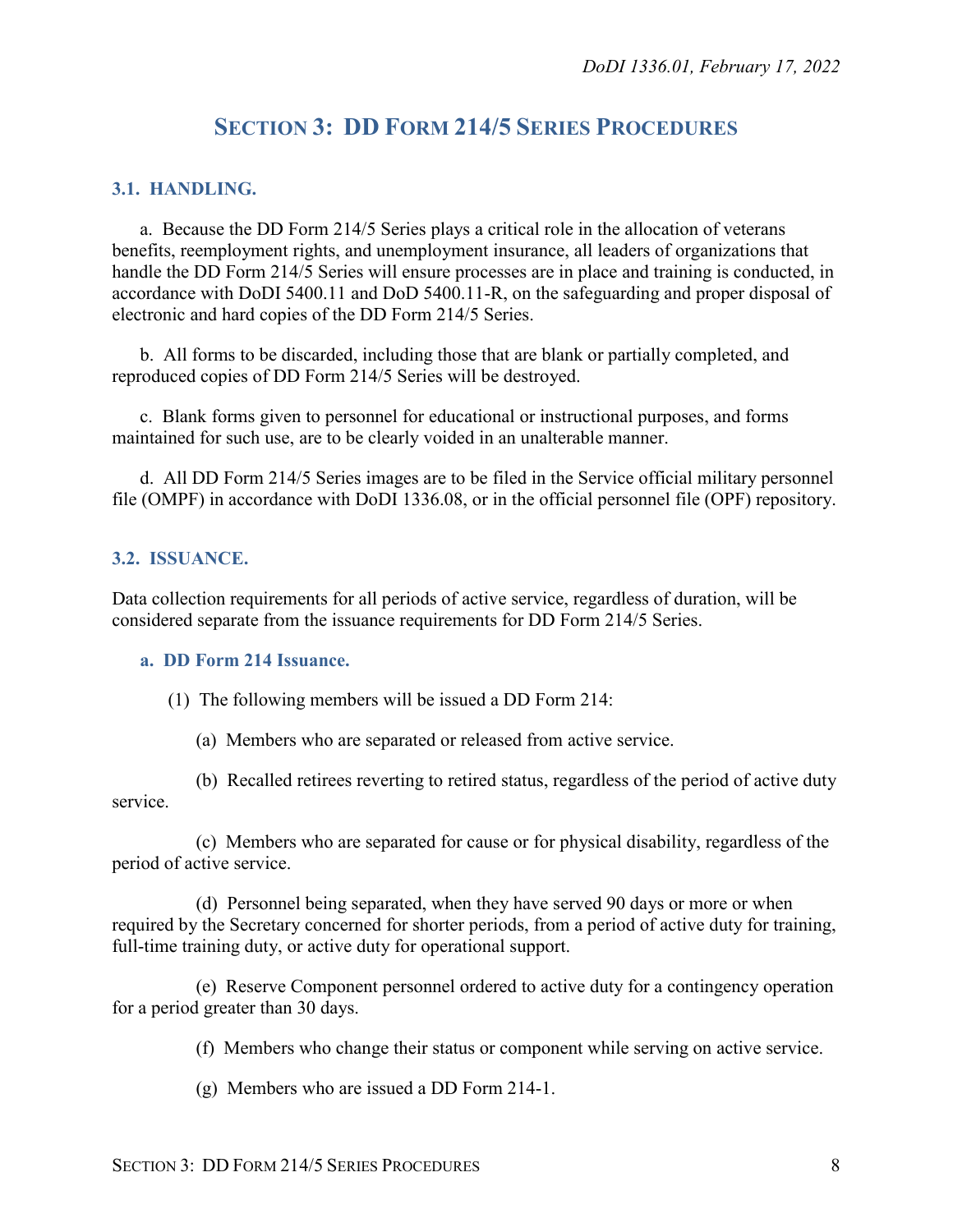# SECTION 3: DD FORM 214/5 SERIES PROCEDURES

## 3.1. HANDLING.

a. Because the DD Form 214/5 Series plays a critical role in the allocation of veterans benefits, reemployment rights, and unemployment insurance, all leaders of organizations that handle the DD Form 214/5 Series will ensure processes are in place and training is conducted, in accordance with DoDI 5400.11 and DoD 5400.11-R, on the safeguarding and proper disposal of electronic and hard copies of the DD Form 214/5 Series.

b. All forms to be discarded, including those that are blank or partially completed, and reproduced copies of DD Form 214/5 Series will be destroyed.

c. Blank forms given to personnel for educational or instructional purposes, and forms maintained for such use, are to be clearly voided in an unalterable manner.

d. All DD Form 214/5 Series images are to be filed in the Service official military personnel file (OMPF) in accordance with DoDI 1336.08, or in the official personnel file (OPF) repository.

## 3.2. ISSUANCE.

Data collection requirements for all periods of active service, regardless of duration, will be considered separate from the issuance requirements for DD Form 214/5 Series.

### a. DD Form 214 Issuance.

(1) The following members will be issued a DD Form 214:

(a) Members who are separated or released from active service.

(b) Recalled retirees reverting to retired status, regardless of the period of active duty service.

(c) Members who are separated for cause or for physical disability, regardless of the period of active service.

(d) Personnel being separated, when they have served 90 days or more or when required by the Secretary concerned for shorter periods, from a period of active duty for training, full-time training duty, or active duty for operational support.

(e) Reserve Component personnel ordered to active duty for a contingency operation for a period greater than 30 days.

(f) Members who change their status or component while serving on active service.

(g) Members who are issued a DD Form 214-1.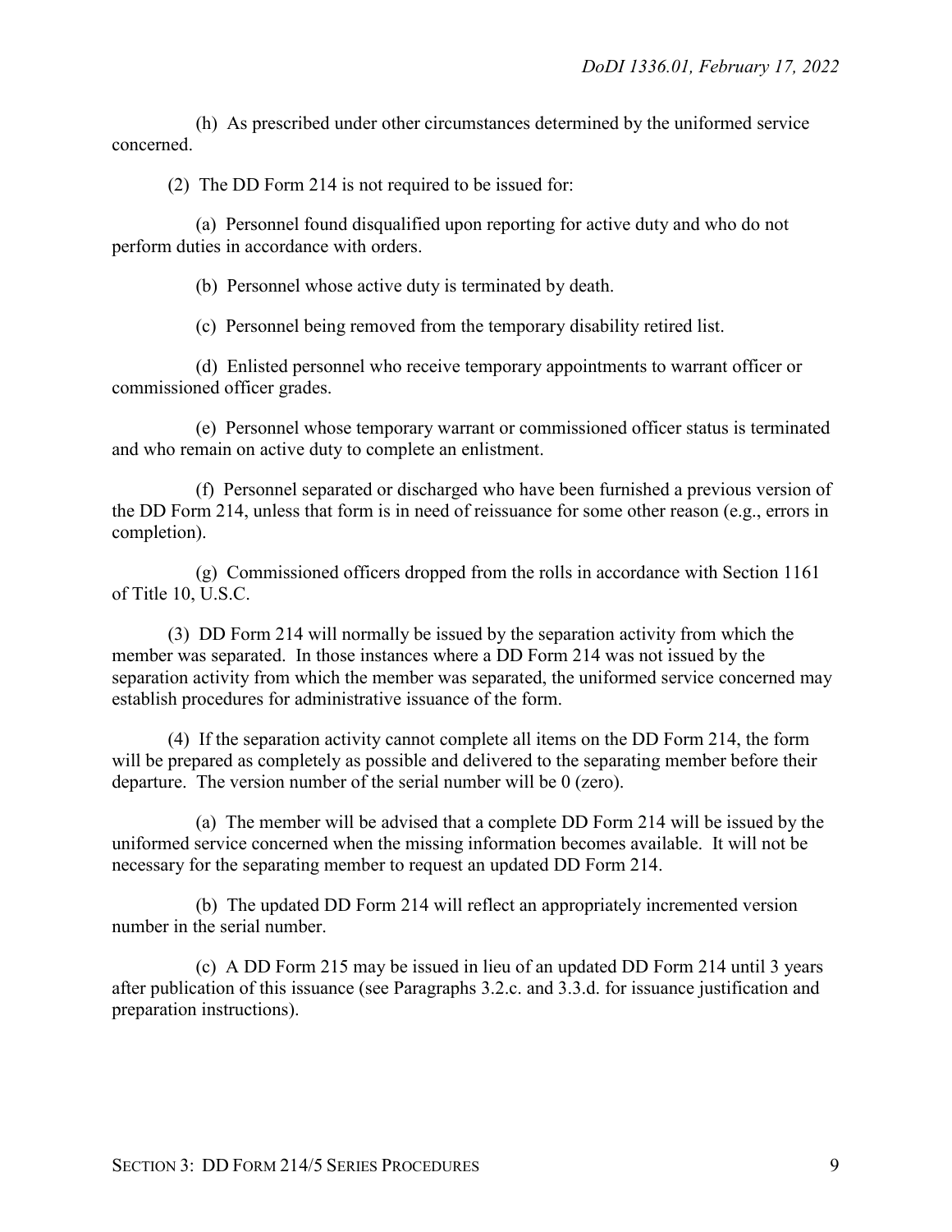(h) As prescribed under other circumstances determined by the uniformed service concerned.

(2) The DD Form 214 is not required to be issued for:

(a) Personnel found disqualified upon reporting for active duty and who do not perform duties in accordance with orders.

(b) Personnel whose active duty is terminated by death.

(c) Personnel being removed from the temporary disability retired list.

(d) Enlisted personnel who receive temporary appointments to warrant officer or commissioned officer grades.

(e) Personnel whose temporary warrant or commissioned officer status is terminated and who remain on active duty to complete an enlistment.

(f) Personnel separated or discharged who have been furnished a previous version of the DD Form 214, unless that form is in need of reissuance for some other reason (e.g., errors in completion).

(g) Commissioned officers dropped from the rolls in accordance with Section 1161 of Title 10, U.S.C.

(3) DD Form 214 will normally be issued by the separation activity from which the member was separated. In those instances where a DD Form 214 was not issued by the separation activity from which the member was separated, the uniformed service concerned may establish procedures for administrative issuance of the form.

(4) If the separation activity cannot complete all items on the DD Form 214, the form will be prepared as completely as possible and delivered to the separating member before their departure. The version number of the serial number will be 0 (zero).

(a) The member will be advised that a complete DD Form 214 will be issued by the uniformed service concerned when the missing information becomes available. It will not be necessary for the separating member to request an updated DD Form 214.

(b) The updated DD Form 214 will reflect an appropriately incremented version number in the serial number.

(c) A DD Form 215 may be issued in lieu of an updated DD Form 214 until 3 years after publication of this issuance (see Paragraphs 3.2.c. and 3.3.d. for issuance justification and preparation instructions).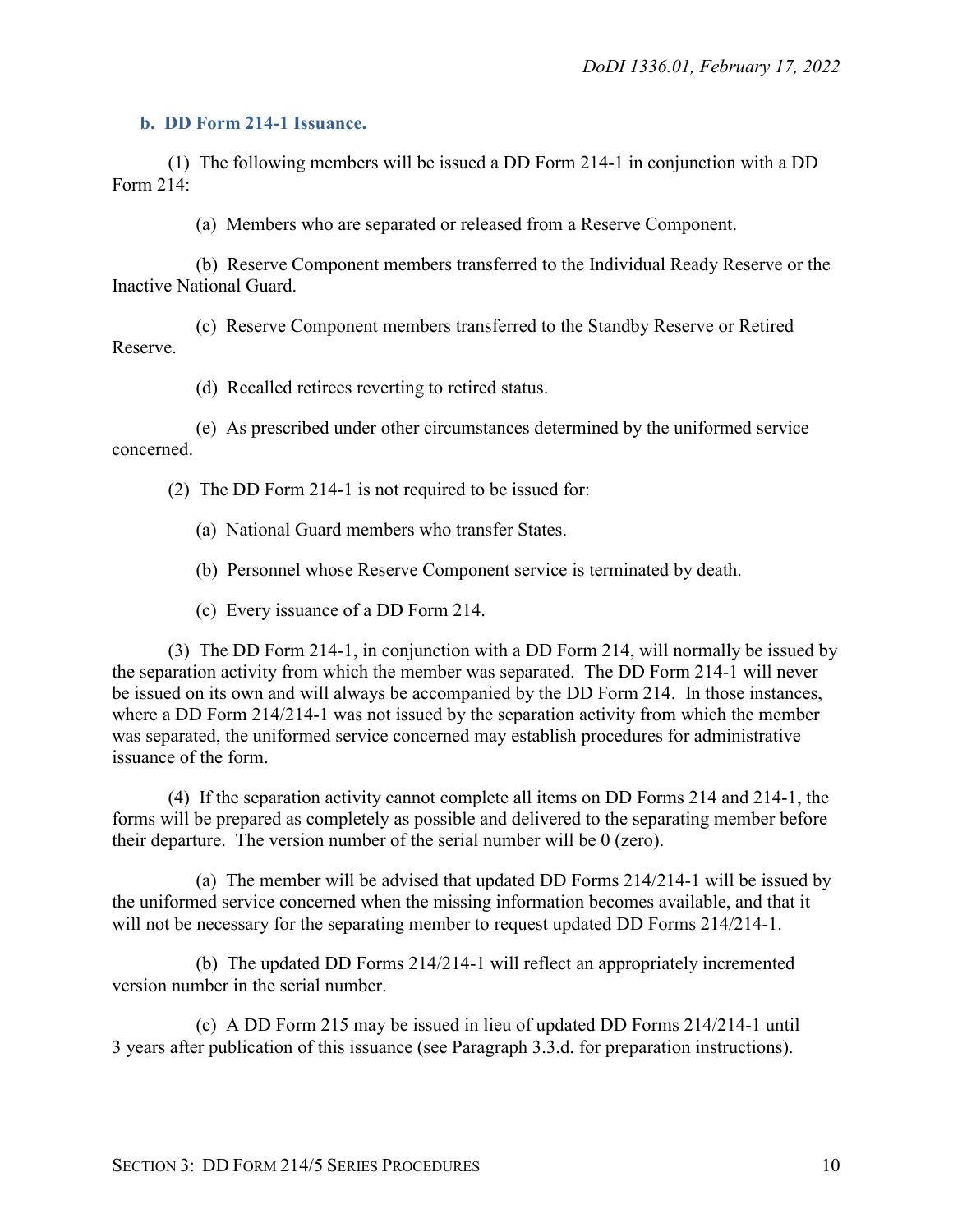### b. DD Form 214-1 Issuance.

(1) The following members will be issued a DD Form 214-1 in conjunction with a DD Form 214:

(a) Members who are separated or released from a Reserve Component.

(b) Reserve Component members transferred to the Individual Ready Reserve or the Inactive National Guard.

(c) Reserve Component members transferred to the Standby Reserve or Retired Reserve.

(d) Recalled retirees reverting to retired status.

(e) As prescribed under other circumstances determined by the uniformed service concerned.

(2) The DD Form 214-1 is not required to be issued for:

(a) National Guard members who transfer States.

(b) Personnel whose Reserve Component service is terminated by death.

(c) Every issuance of a DD Form 214.

(3) The DD Form 214-1, in conjunction with a DD Form 214, will normally be issued by the separation activity from which the member was separated. The DD Form 214-1 will never be issued on its own and will always be accompanied by the DD Form 214. In those instances, where a DD Form 214/214-1 was not issued by the separation activity from which the member was separated, the uniformed service concerned may establish procedures for administrative issuance of the form.

(4) If the separation activity cannot complete all items on DD Forms 214 and 214-1, the forms will be prepared as completely as possible and delivered to the separating member before their departure. The version number of the serial number will be 0 (zero).

(a) The member will be advised that updated DD Forms 214/214-1 will be issued by the uniformed service concerned when the missing information becomes available, and that it will not be necessary for the separating member to request updated DD Forms 214/214-1.

(b) The updated DD Forms 214/214-1 will reflect an appropriately incremented version number in the serial number.

(c) A DD Form 215 may be issued in lieu of updated DD Forms 214/214-1 until 3 years after publication of this issuance (see Paragraph 3.3.d. for preparation instructions).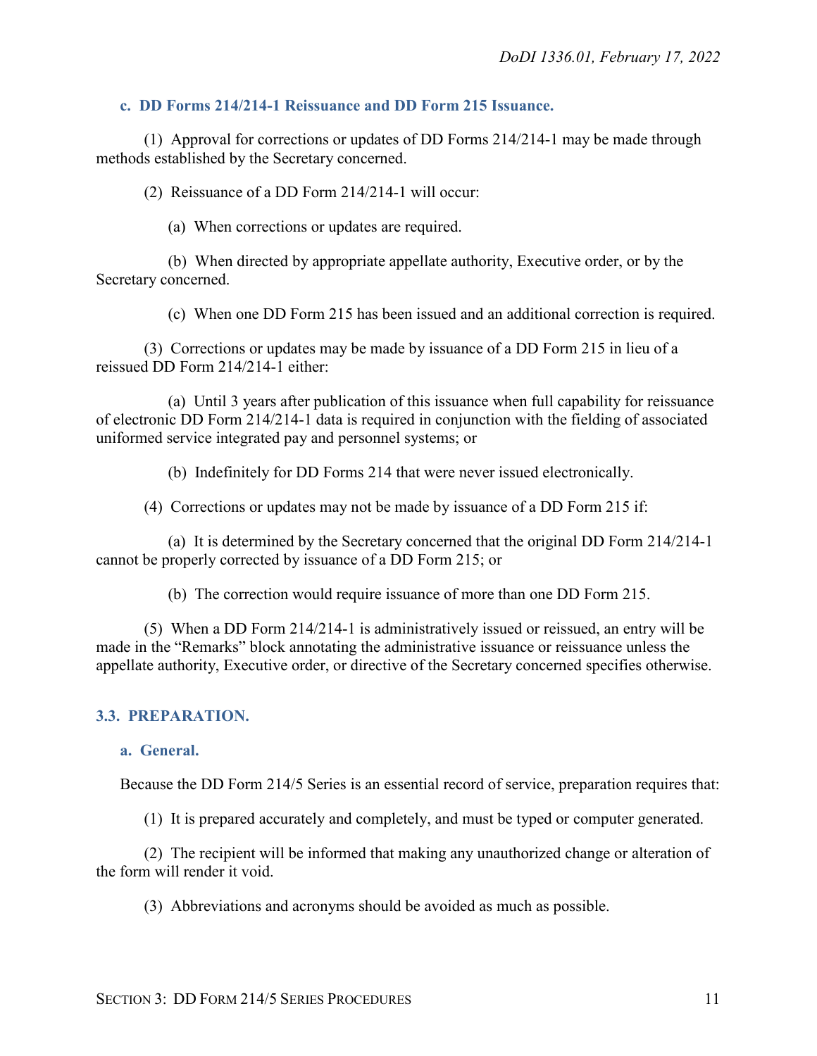### c. DD Forms 214/214-1 Reissuance and DD Form 215 Issuance.

(1) Approval for corrections or updates of DD Forms 214/214-1 may be made through methods established by the Secretary concerned.

(2) Reissuance of a DD Form 214/214-1 will occur:

(a) When corrections or updates are required.

(b) When directed by appropriate appellate authority, Executive order, or by the Secretary concerned.

(c) When one DD Form 215 has been issued and an additional correction is required.

(3) Corrections or updates may be made by issuance of a DD Form 215 in lieu of a reissued DD Form 214/214-1 either:

(a) Until 3 years after publication of this issuance when full capability for reissuance of electronic DD Form 214/214-1 data is required in conjunction with the fielding of associated uniformed service integrated pay and personnel systems; or

(b) Indefinitely for DD Forms 214 that were never issued electronically.

(4) Corrections or updates may not be made by issuance of a DD Form 215 if:

(a) It is determined by the Secretary concerned that the original DD Form 214/214-1 cannot be properly corrected by issuance of a DD Form 215; or

(b) The correction would require issuance of more than one DD Form 215.

(5) When a DD Form 214/214-1 is administratively issued or reissued, an entry will be made in the "Remarks" block annotating the administrative issuance or reissuance unless the appellate authority, Executive order, or directive of the Secretary concerned specifies otherwise.

## 3.3. PREPARATION.

### a. General.

Because the DD Form 214/5 Series is an essential record of service, preparation requires that:

(1) It is prepared accurately and completely, and must be typed or computer generated.

(2) The recipient will be informed that making any unauthorized change or alteration of the form will render it void.

(3) Abbreviations and acronyms should be avoided as much as possible.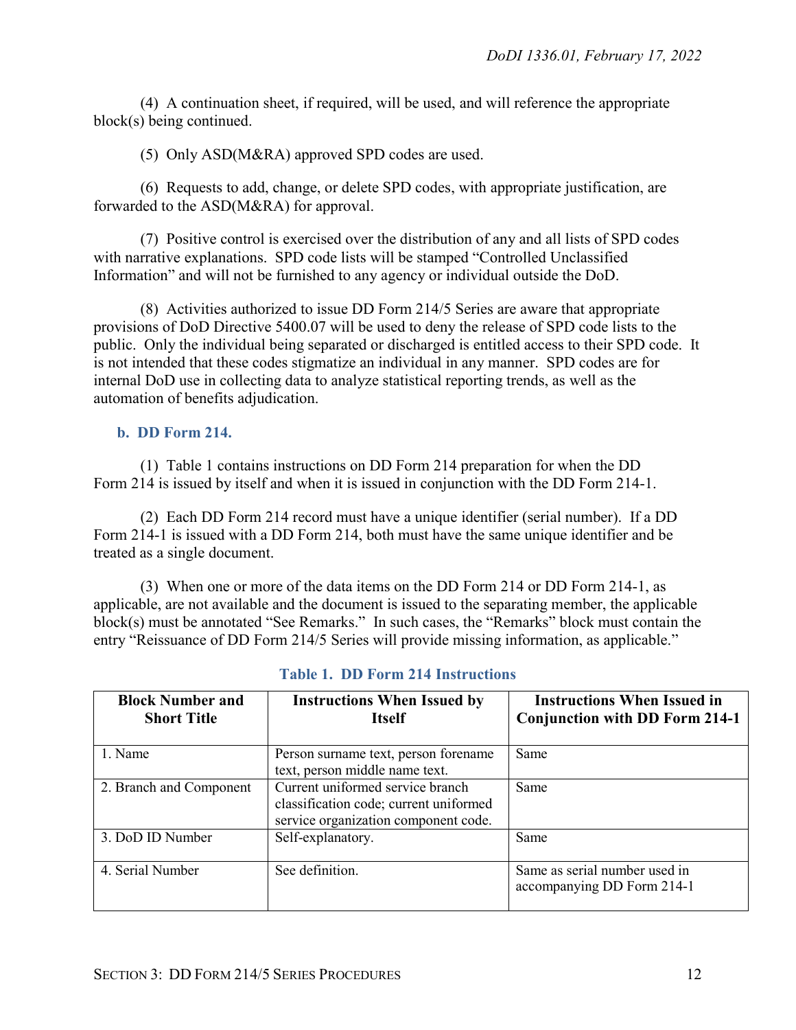(4) A continuation sheet, if required, will be used, and will reference the appropriate block(s) being continued.

(5) Only ASD(M&RA) approved SPD codes are used.

(6) Requests to add, change, or delete SPD codes, with appropriate justification, are forwarded to the ASD(M&RA) for approval.

(7) Positive control is exercised over the distribution of any and all lists of SPD codes with narrative explanations. SPD code lists will be stamped "Controlled Unclassified Information" and will not be furnished to any agency or individual outside the DoD.

(8) Activities authorized to issue DD Form 214/5 Series are aware that appropriate provisions of DoD Directive 5400.07 will be used to deny the release of SPD code lists to the public. Only the individual being separated or discharged is entitled access to their SPD code. It is not intended that these codes stigmatize an individual in any manner. SPD codes are for internal DoD use in collecting data to analyze statistical reporting trends, as well as the automation of benefits adjudication.

### b. DD Form 214.

(1) Table 1 contains instructions on DD Form 214 preparation for when the DD Form 214 is issued by itself and when it is issued in conjunction with the DD Form 214-1.

(2) Each DD Form 214 record must have a unique identifier (serial number). If a DD Form 214-1 is issued with a DD Form 214, both must have the same unique identifier and be treated as a single document.

(3) When one or more of the data items on the DD Form 214 or DD Form 214-1, as applicable, are not available and the document is issued to the separating member, the applicable block(s) must be annotated "See Remarks." In such cases, the "Remarks" block must contain the entry "Reissuance of DD Form 214/5 Series will provide missing information, as applicable."

**Table 1. DD Form 214 Instructions**

| Block Number and Short Title | Instructions When Issued by Itself | Instructions When Issued in Conjunction with DD Form 214-1 |
|---|---|---|
| 1. Name | Person surname text, person forename text, person middle name text. | Same |
| 2. Branch and Component | Current uniformed service branch classification code; current uniformed service organization component code. | Same |
| 3. DoD ID Number | Self-explanatory. | Same |
| 4. Serial Number | See definition. | Same as serial number used in accompanying DD Form 214-1 |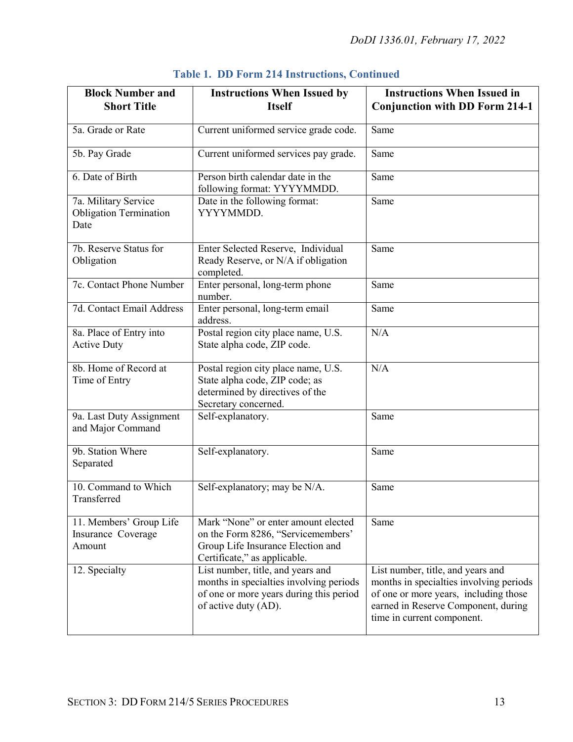**Table 1. DD Form 214 Instructions, Continued**

| Block Number and Short Title | Instructions When Issued by Itself | Instructions When Issued in Conjunction with DD Form 214-1 |
|---|---|---|
| 5a. Grade or Rate | Current uniformed service grade code. | Same |
| 5b. Pay Grade | Current uniformed services pay grade. | Same |
| 6. Date of Birth | Person birth calendar date in the following format: YYYYMMDD. | Same |
| 7a. Military Service Obligation Termination Date | Date in the following format: YYYYMMDD. | Same |
| 7b. Reserve Status for Obligation | Enter Selected Reserve, Individual Ready Reserve, or N/A if obligation completed. | Same |
| 7c. Contact Phone Number | Enter personal, long-term phone number. | Same |
| 7d. Contact Email Address | Enter personal, long-term email address. | Same |
| 8a. Place of Entry into Active Duty | Postal region city place name, U.S. State alpha code, ZIP code. | N/A |
| 8b. Home of Record at Time of Entry | Postal region city place name, U.S. State alpha code, ZIP code; as determined by directives of the Secretary concerned. | N/A |
| 9a. Last Duty Assignment and Major Command | Self-explanatory. | Same |
| 9b. Station Where Separated | Self-explanatory. | Same |
| 10. Command to Which Transferred | Self-explanatory; may be N/A. | Same |
| 11. Members' Group Life Insurance Coverage Amount | Mark "None" or enter amount elected on the Form 8286, "Servicemembers' Group Life Insurance Election and Certificate," as applicable. | Same |
| 12. Specialty | List number, title, and years and months in specialties involving periods of one or more years during this period of active duty (AD). | List number, title, and years and months in specialties involving periods of one or more years, including those earned in Reserve Component, during time in current component. |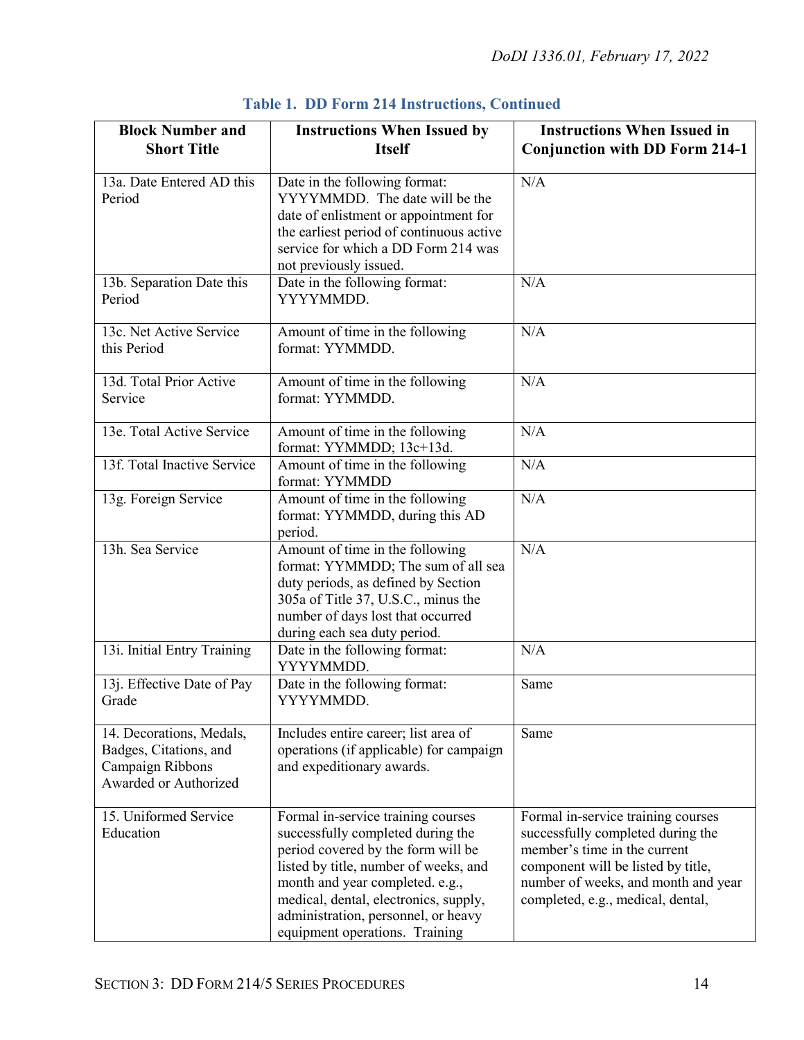**Table 1. DD Form 214 Instructions, Continued**

| Block Number and Short Title | Instructions When Issued by Itself | Instructions When Issued in Conjunction with DD Form 214-1 |
|---|---|---|
| 13a. Date Entered AD this Period | Date in the following format: YYYYMMDD. The date will be the date of enlistment or appointment for the earliest period of continuous active service for which a DD Form 214 was not previously issued. | N/A |
| 13b. Separation Date this Period | Date in the following format: YYYYMMDD. | N/A |
| 13c. Net Active Service this Period | Amount of time in the following format: YYMMDD. | N/A |
| 13d. Total Prior Active Service | Amount of time in the following format: YYMMDD. | N/A |
| 13e. Total Active Service | Amount of time in the following format: YYMMDD; 13c+13d. | N/A |
| 13f. Total Inactive Service | Amount of time in the following format: YYMMDD | N/A |
| 13g. Foreign Service | Amount of time in the following format: YYMMDD, during this AD period. | N/A |
| 13h. Sea Service | Amount of time in the following format: YYMMDD; The sum of all sea duty periods, as defined by Section 305a of Title 37, U.S.C., minus the number of days lost that occurred during each sea duty period. | N/A |
| 13i. Initial Entry Training | Date in the following format: YYYYMMDD. | N/A |
| 13j. Effective Date of Pay Grade | Date in the following format: YYYYMMDD. | Same |
| 14. Decorations, Medals, Badges, Citations, and Campaign Ribbons Awarded or Authorized | Includes entire career; list area of operations (if applicable) for campaign and expeditionary awards. | Same |
| 15. Uniformed Service Education | Formal in-service training courses successfully completed during the period covered by the form will be listed by title, number of weeks, and month and year completed. e.g., medical, dental, electronics, supply, administration, personnel, or heavy equipment operations. Training | Formal in-service training courses successfully completed during the member's time in the current component will be listed by title, number of weeks, and month and year completed, e.g., medical, dental, |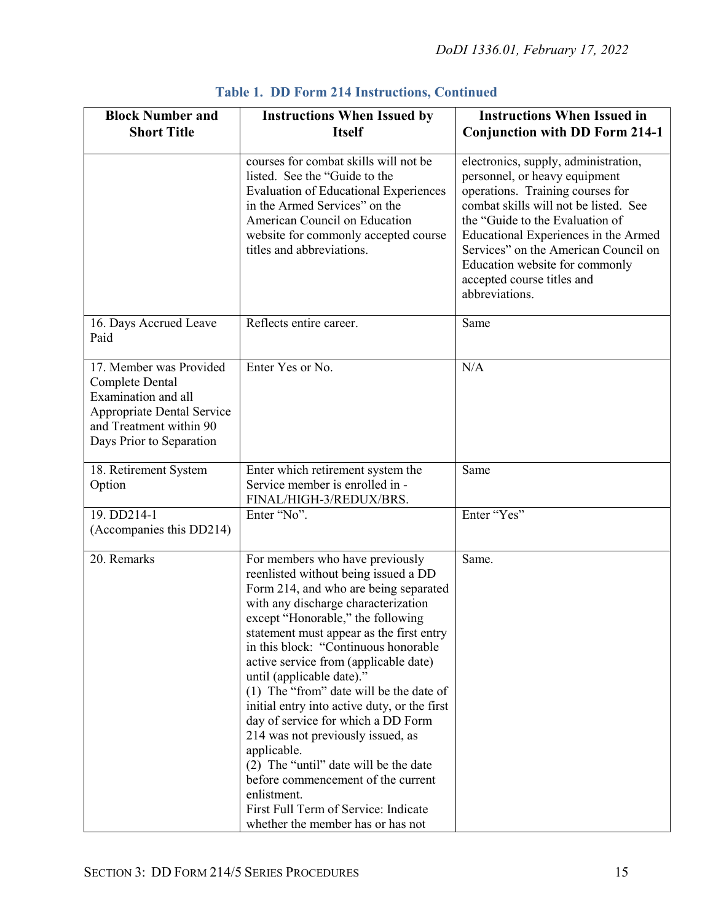**Table 1. DD Form 214 Instructions, Continued**

| Block Number and Short Title | Instructions When Issued by Itself | Instructions When Issued in Conjunction with DD Form 214-1 |
|---|---|---|
| | courses for combat skills will not be listed. See the "Guide to the Evaluation of Educational Experiences in the Armed Services" on the American Council on Education website for commonly accepted course titles and abbreviations. | electronics, supply, administration, personnel, or heavy equipment operations. Training courses for combat skills will not be listed. See the "Guide to the Evaluation of Educational Experiences in the Armed Services" on the American Council on Education website for commonly accepted course titles and abbreviations. |
| 16. Days Accrued Leave Paid | Reflects entire career. | Same |
| 17. Member was Provided Complete Dental Examination and all Appropriate Dental Service and Treatment within 90 Days Prior to Separation | Enter Yes or No. | N/A |
| 18. Retirement System Option | Enter which retirement system the Service member is enrolled in - FINAL/HIGH-3/REDUX/BRS. | Same |
| 19. DD214-1 (Accompanies this DD214) | Enter "No". | Enter "Yes" |
| 20. Remarks | For members who have previously reenlisted without being issued a DD Form 214, and who are being separated with any discharge characterization except "Honorable," the following statement must appear as the first entry in this block: "Continuous honorable active service from (applicable date) until (applicable date)."<br>(1) The "from" date will be the date of initial entry into active duty, or the first day of service for which a DD Form 214 was not previously issued, as applicable.<br>(2) The "until" date will be the date before commencement of the current enlistment.<br>First Full Term of Service: Indicate whether the member has or has not | Same. |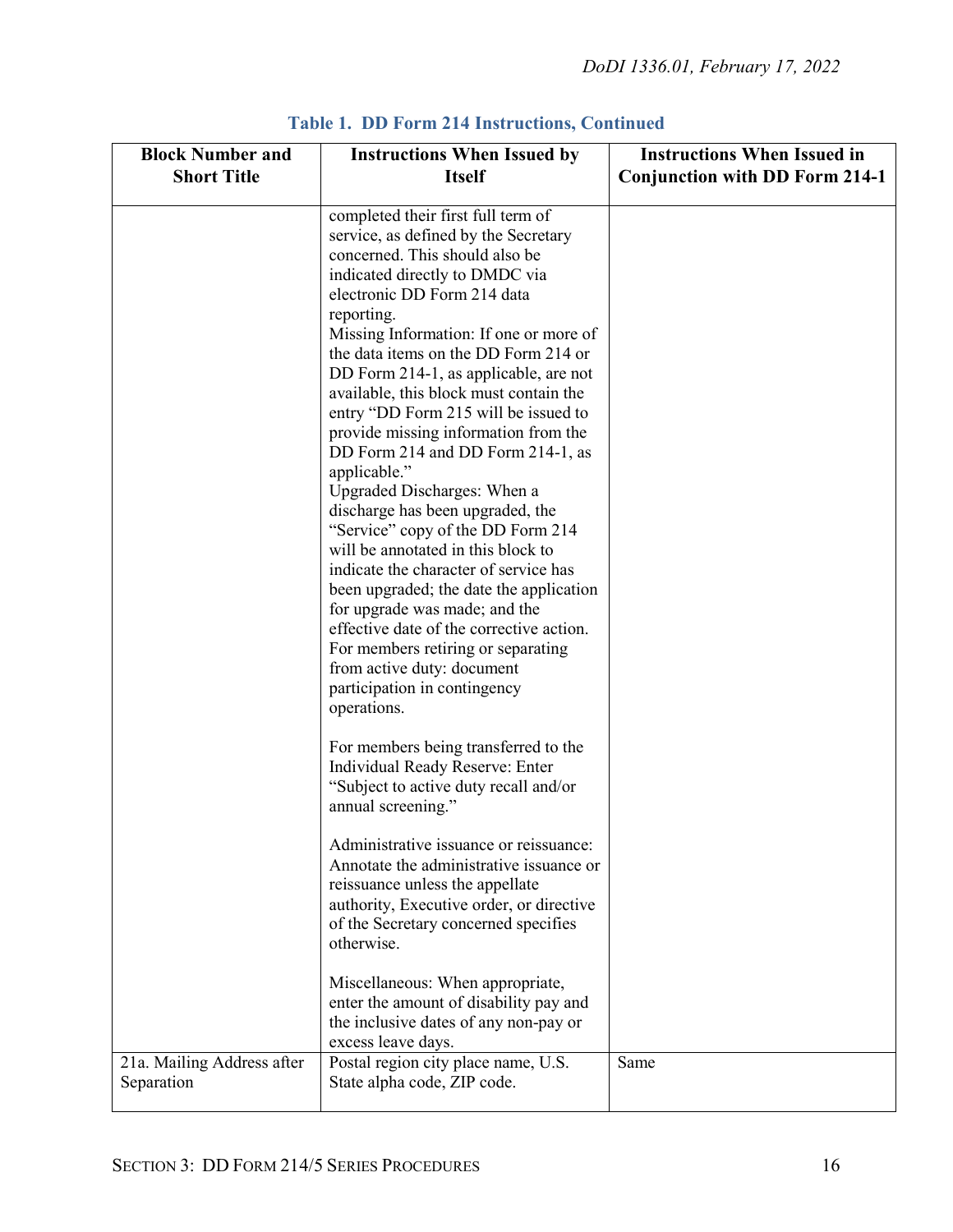**Table 1. DD Form 214 Instructions, Continued**

| Block Number and Short Title | Instructions When Issued by Itself | Instructions When Issued in Conjunction with DD Form 214-1 |
|---|---|---|
| | completed their first full term of service, as defined by the Secretary concerned. This should also be indicated directly to DMDC via electronic DD Form 214 data reporting.<br>Missing Information: If one or more of the data items on the DD Form 214 or DD Form 214-1, as applicable, are not available, this block must contain the entry "DD Form 215 will be issued to provide missing information from the DD Form 214 and DD Form 214-1, as applicable."<br>Upgraded Discharges: When a discharge has been upgraded, the "Service" copy of the DD Form 214 will be annotated in this block to indicate the character of service has been upgraded; the date the application for upgrade was made; and the effective date of the corrective action.<br>For members retiring or separating from active duty: document participation in contingency operations.<br><br>For members being transferred to the Individual Ready Reserve: Enter "Subject to active duty recall and/or annual screening."<br><br>Administrative issuance or reissuance: Annotate the administrative issuance or reissuance unless the appellate authority, Executive order, or directive of the Secretary concerned specifies otherwise.<br><br>Miscellaneous: When appropriate, enter the amount of disability pay and the inclusive dates of any non-pay or excess leave days. | |
| 21a. Mailing Address after Separation | Postal region city place name, U.S. State alpha code, ZIP code. | Same |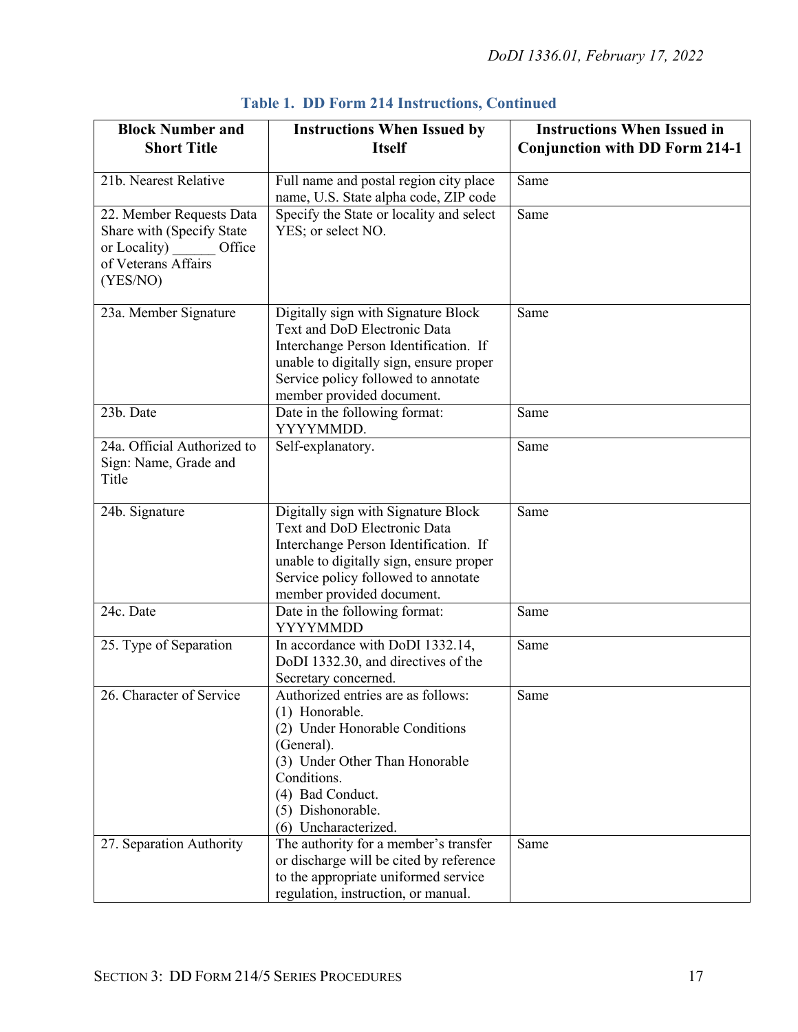**Table 1. DD Form 214 Instructions, Continued**

| Block Number and Short Title | Instructions When Issued by Itself | Instructions When Issued in Conjunction with DD Form 214-1 |
|---|---|---|
| 21b. Nearest Relative | Full name and postal region city place name, U.S. State alpha code, ZIP code | Same |
| 22. Member Requests Data Share with (Specify State or Locality) ______ Office of Veterans Affairs (YES/NO) | Specify the State or locality and select YES; or select NO. | Same |
| 23a. Member Signature | Digitally sign with Signature Block Text and DoD Electronic Data Interchange Person Identification. If unable to digitally sign, ensure proper Service policy followed to annotate member provided document. | Same |
| 23b. Date | Date in the following format: YYYYMMDD. | Same |
| 24a. Official Authorized to Sign: Name, Grade and Title | Self-explanatory. | Same |
| 24b. Signature | Digitally sign with Signature Block Text and DoD Electronic Data Interchange Person Identification. If unable to digitally sign, ensure proper Service policy followed to annotate member provided document. | Same |
| 24c. Date | Date in the following format: YYYYMMDD | Same |
| 25. Type of Separation | In accordance with DoDI 1332.14, DoDI 1332.30, and directives of the Secretary concerned. | Same |
| 26. Character of Service | Authorized entries are as follows:<br>(1) Honorable.<br>(2) Under Honorable Conditions (General).<br>(3) Under Other Than Honorable Conditions.<br>(4) Bad Conduct.<br>(5) Dishonorable.<br>(6) Uncharacterized. | Same |
| 27. Separation Authority | The authority for a member's transfer or discharge will be cited by reference to the appropriate uniformed service regulation, instruction, or manual. | Same |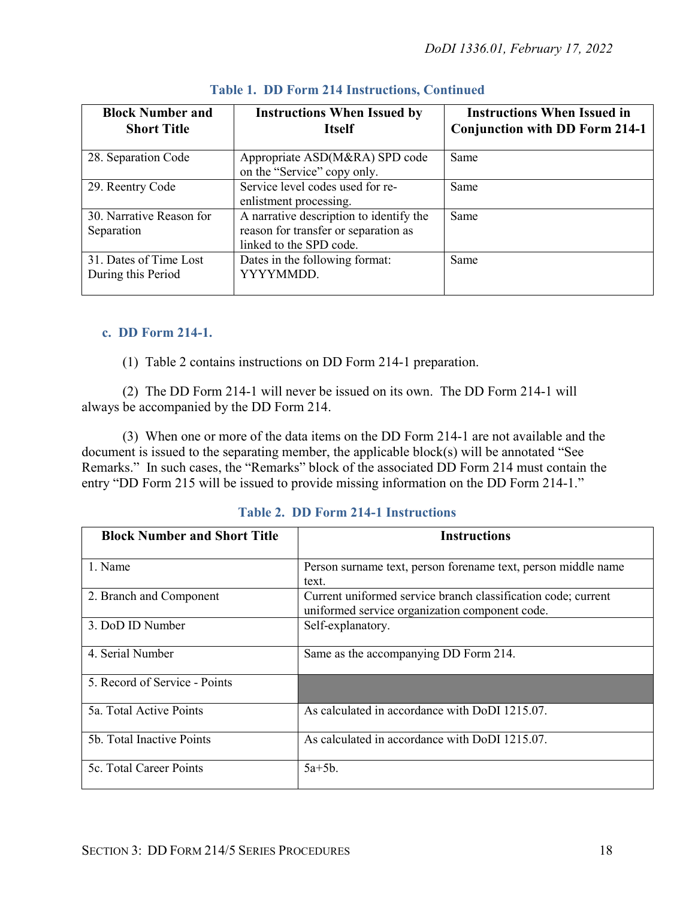**Table 1. DD Form 214 Instructions, Continued**

| Block Number and Short Title | Instructions When Issued by Itself | Instructions When Issued in Conjunction with DD Form 214-1 |
|---|---|---|
| 28. Separation Code | Appropriate ASD(M&RA) SPD code on the "Service" copy only. | Same |
| 29. Reentry Code | Service level codes used for re-enlistment processing. | Same |
| 30. Narrative Reason for Separation | A narrative description to identify the reason for transfer or separation as linked to the SPD code. | Same |
| 31. Dates of Time Lost During this Period | Dates in the following format: YYYYMMDD. | Same |

### c. DD Form 214-1.

(1) Table 2 contains instructions on DD Form 214-1 preparation.

(2) The DD Form 214-1 will never be issued on its own. The DD Form 214-1 will always be accompanied by the DD Form 214.

(3) When one or more of the data items on the DD Form 214-1 are not available and the document is issued to the separating member, the applicable block(s) will be annotated "See Remarks." In such cases, the "Remarks" block of the associated DD Form 214 must contain the entry "DD Form 215 will be issued to provide missing information on the DD Form 214-1."

**Table 2. DD Form 214-1 Instructions**

| Block Number and Short Title | Instructions |
|---|---|
| 1. Name | Person surname text, person forename text, person middle name text. |
| 2. Branch and Component | Current uniformed service branch classification code; current uniformed service organization component code. |
| 3. DoD ID Number | Self-explanatory. |
| 4. Serial Number | Same as the accompanying DD Form 214. |
| 5. Record of Service - Points | |
| 5a. Total Active Points | As calculated in accordance with DoDI 1215.07. |
| 5b. Total Inactive Points | As calculated in accordance with DoDI 1215.07. |
| 5c. Total Career Points | 5a+5b. |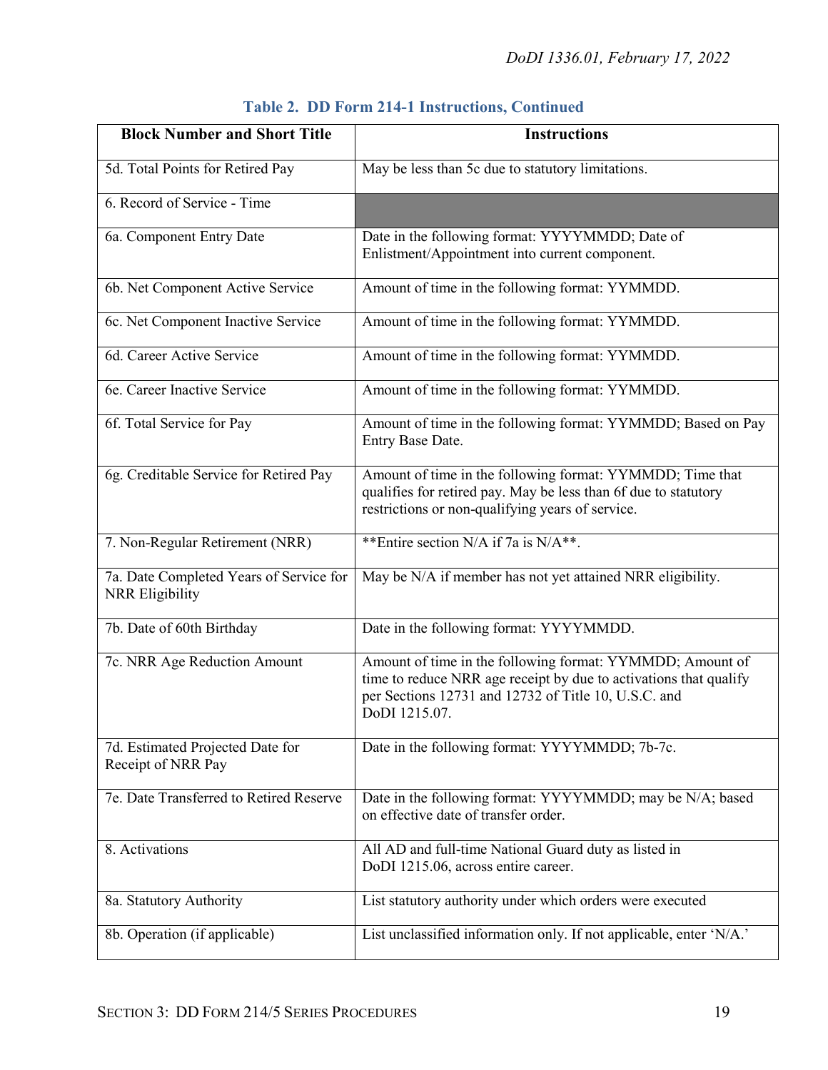**Table 2. DD Form 214-1 Instructions, Continued**

| Block Number and Short Title | Instructions |
|---|---|
| 5d. Total Points for Retired Pay | May be less than 5c due to statutory limitations. |
| 6. Record of Service - Time | |
| 6a. Component Entry Date | Date in the following format: YYYYMMDD; Date of Enlistment/Appointment into current component. |
| 6b. Net Component Active Service | Amount of time in the following format: YYMMDD. |
| 6c. Net Component Inactive Service | Amount of time in the following format: YYMMDD. |
| 6d. Career Active Service | Amount of time in the following format: YYMMDD. |
| 6e. Career Inactive Service | Amount of time in the following format: YYMMDD. |
| 6f. Total Service for Pay | Amount of time in the following format: YYMMDD; Based on Pay Entry Base Date. |
| 6g. Creditable Service for Retired Pay | Amount of time in the following format: YYMMDD; Time that qualifies for retired pay. May be less than 6f due to statutory restrictions or non-qualifying years of service. |
| 7. Non-Regular Retirement (NRR) | **Entire section N/A if 7a is N/A**. |
| 7a. Date Completed Years of Service for NRR Eligibility | May be N/A if member has not yet attained NRR eligibility. |
| 7b. Date of 60th Birthday | Date in the following format: YYYYMMDD. |
| 7c. NRR Age Reduction Amount | Amount of time in the following format: YYMMDD; Amount of time to reduce NRR age receipt by due to activations that qualify per Sections 12731 and 12732 of Title 10, U.S.C. and DoDI 1215.07. |
| 7d. Estimated Projected Date for Receipt of NRR Pay | Date in the following format: YYYYMMDD; 7b-7c. |
| 7e. Date Transferred to Retired Reserve | Date in the following format: YYYYMMDD; may be N/A; based on effective date of transfer order. |
| 8. Activations | All AD and full-time National Guard duty as listed in DoDI 1215.06, across entire career. |
| 8a. Statutory Authority | List statutory authority under which orders were executed |
| 8b. Operation (if applicable) | List unclassified information only. If not applicable, enter 'N/A.' |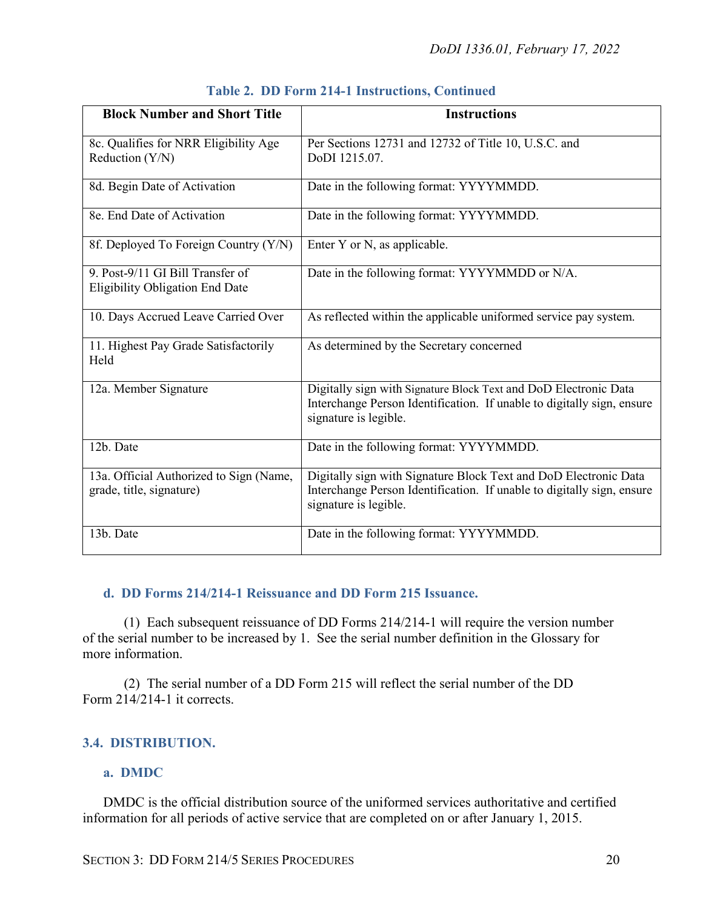**Table 2. DD Form 214-1 Instructions, Continued**

| Block Number and Short Title | Instructions |
|---|---|
| 8c. Qualifies for NRR Eligibility Age Reduction (Y/N) | Per Sections 12731 and 12732 of Title 10, U.S.C. and DoDI 1215.07. |
| 8d. Begin Date of Activation | Date in the following format: YYYYMMDD. |
| 8e. End Date of Activation | Date in the following format: YYYYMMDD. |
| 8f. Deployed To Foreign Country (Y/N) | Enter Y or N, as applicable. |
| 9. Post-9/11 GI Bill Transfer of Eligibility Obligation End Date | Date in the following format: YYYYMMDD or N/A. |
| 10. Days Accrued Leave Carried Over | As reflected within the applicable uniformed service pay system. |
| 11. Highest Pay Grade Satisfactorily Held | As determined by the Secretary concerned |
| 12a. Member Signature | Digitally sign with Signature Block Text and DoD Electronic Data Interchange Person Identification. If unable to digitally sign, ensure signature is legible. |
| 12b. Date | Date in the following format: YYYYMMDD. |
| 13a. Official Authorized to Sign (Name, grade, title, signature) | Digitally sign with Signature Block Text and DoD Electronic Data Interchange Person Identification. If unable to digitally sign, ensure signature is legible. |
| 13b. Date | Date in the following format: YYYYMMDD. |

### d. DD Forms 214/214-1 Reissuance and DD Form 215 Issuance.

(1) Each subsequent reissuance of DD Forms 214/214-1 will require the version number of the serial number to be increased by 1. See the serial number definition in the Glossary for more information.

(2) The serial number of a DD Form 215 will reflect the serial number of the DD Form 214/214-1 it corrects.

## 3.4. DISTRIBUTION.

### a. DMDC

DMDC is the official distribution source of the uniformed services authoritative and certified information for all periods of active service that are completed on or after January 1, 2015.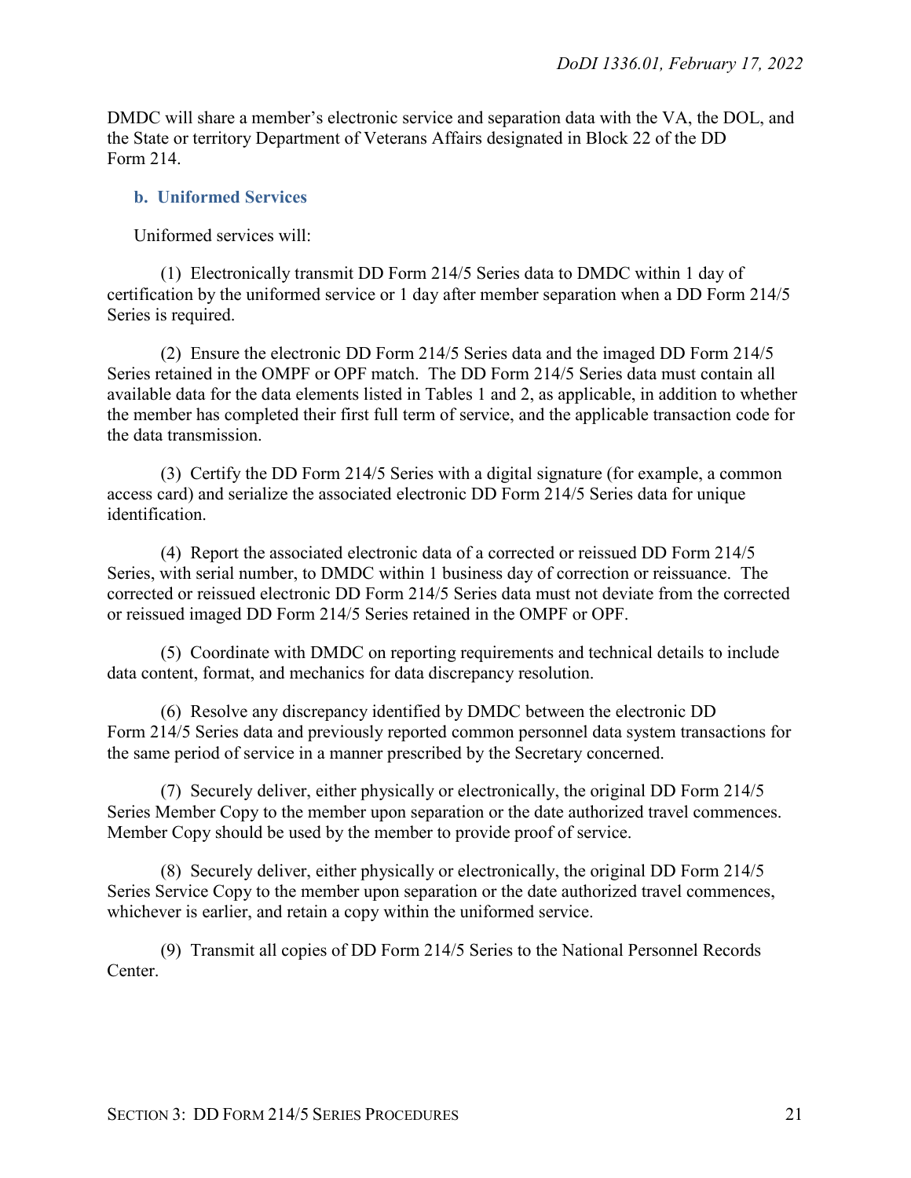DMDC will share a member's electronic service and separation data with the VA, the DOL, and the State or territory Department of Veterans Affairs designated in Block 22 of the DD Form 214.

### b. Uniformed Services

Uniformed services will:

(1) Electronically transmit DD Form 214/5 Series data to DMDC within 1 day of certification by the uniformed service or 1 day after member separation when a DD Form 214/5 Series is required.

(2) Ensure the electronic DD Form 214/5 Series data and the imaged DD Form 214/5 Series retained in the OMPF or OPF match. The DD Form 214/5 Series data must contain all available data for the data elements listed in Tables 1 and 2, as applicable, in addition to whether the member has completed their first full term of service, and the applicable transaction code for the data transmission.

(3) Certify the DD Form 214/5 Series with a digital signature (for example, a common access card) and serialize the associated electronic DD Form 214/5 Series data for unique identification.

(4) Report the associated electronic data of a corrected or reissued DD Form 214/5 Series, with serial number, to DMDC within 1 business day of correction or reissuance. The corrected or reissued electronic DD Form 214/5 Series data must not deviate from the corrected or reissued imaged DD Form 214/5 Series retained in the OMPF or OPF.

(5) Coordinate with DMDC on reporting requirements and technical details to include data content, format, and mechanics for data discrepancy resolution.

(6) Resolve any discrepancy identified by DMDC between the electronic DD Form 214/5 Series data and previously reported common personnel data system transactions for the same period of service in a manner prescribed by the Secretary concerned.

(7) Securely deliver, either physically or electronically, the original DD Form 214/5 Series Member Copy to the member upon separation or the date authorized travel commences. Member Copy should be used by the member to provide proof of service.

(8) Securely deliver, either physically or electronically, the original DD Form 214/5 Series Service Copy to the member upon separation or the date authorized travel commences, whichever is earlier, and retain a copy within the uniformed service.

(9) Transmit all copies of DD Form 214/5 Series to the National Personnel Records Center.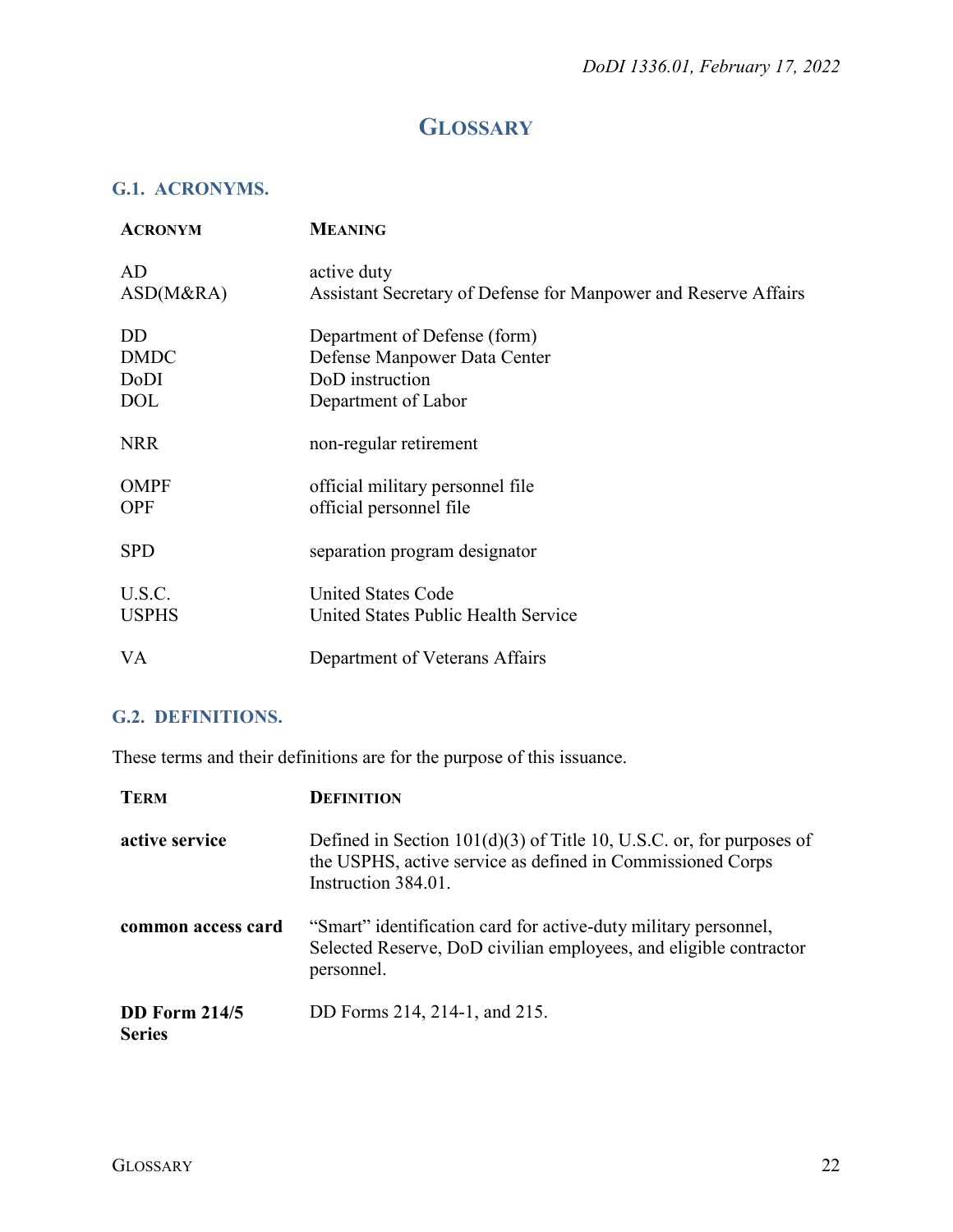# GLOSSARY

## G.1. ACRONYMS.

| ACRONYM | MEANING |
|---|---|
| AD | active duty |
| ASD(M&RA) | Assistant Secretary of Defense for Manpower and Reserve Affairs |
| DD | Department of Defense (form) |
| DMDC | Defense Manpower Data Center |
| DoDI | DoD instruction |
| DOL | Department of Labor |
| NRR | non-regular retirement |
| OMPF | official military personnel file |
| OPF | official personnel file |
| SPD | separation program designator |
| U.S.C. | United States Code |
| USPHS | United States Public Health Service |
| VA | Department of Veterans Affairs |

## G.2. DEFINITIONS.

These terms and their definitions are for the purpose of this issuance.

| TERM | DEFINITION |
|---|---|
| **active service** | Defined in Section 101(d)(3) of Title 10, U.S.C. or, for purposes of the USPHS, active service as defined in Commissioned Corps Instruction 384.01. |
| **common access card** | "Smart" identification card for active-duty military personnel, Selected Reserve, DoD civilian employees, and eligible contractor personnel. |
| **DD Form 214/5 Series** | DD Forms 214, 214-1, and 215. |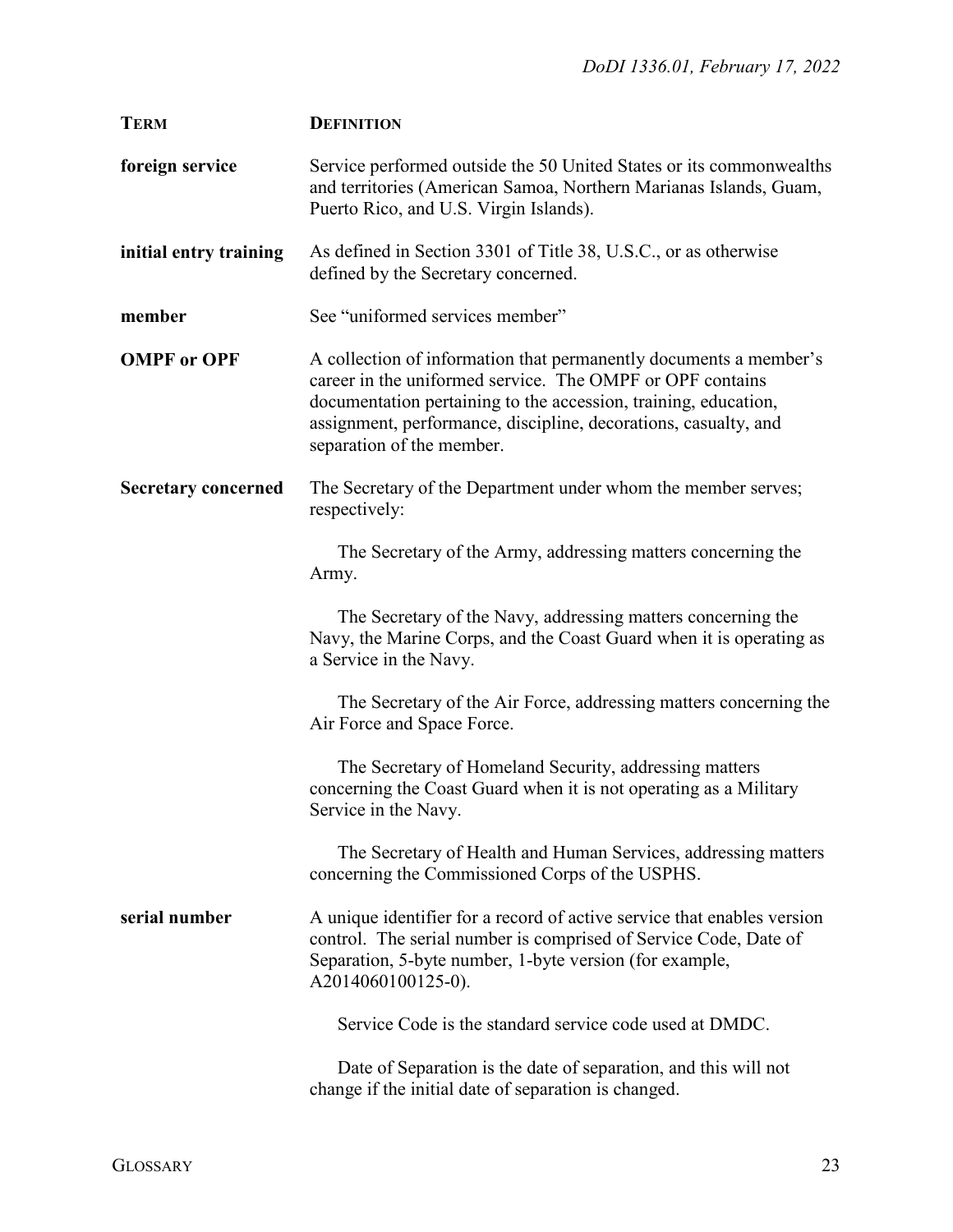| TERM | DEFINITION |
|---|---|
| **foreign service** | Service performed outside the 50 United States or its commonwealths and territories (American Samoa, Northern Marianas Islands, Guam, Puerto Rico, and U.S. Virgin Islands). |
| **initial entry training** | As defined in Section 3301 of Title 38, U.S.C., or as otherwise defined by the Secretary concerned. |
| **member** | See "uniformed services member" |
| **OMPF or OPF** | A collection of information that permanently documents a member's career in the uniformed service. The OMPF or OPF contains documentation pertaining to the accession, training, education, assignment, performance, discipline, decorations, casualty, and separation of the member. |
| **Secretary concerned** | The Secretary of the Department under whom the member serves; respectively:<br><br>The Secretary of the Army, addressing matters concerning the Army.<br><br>The Secretary of the Navy, addressing matters concerning the Navy, the Marine Corps, and the Coast Guard when it is operating as a Service in the Navy.<br><br>The Secretary of the Air Force, addressing matters concerning the Air Force and Space Force.<br><br>The Secretary of Homeland Security, addressing matters concerning the Coast Guard when it is not operating as a Military Service in the Navy.<br><br>The Secretary of Health and Human Services, addressing matters concerning the Commissioned Corps of the USPHS. |
| **serial number** | A unique identifier for a record of active service that enables version control. The serial number is comprised of Service Code, Date of Separation, 5-byte number, 1-byte version (for example, A2014060100125-0).<br><br>Service Code is the standard service code used at DMDC.<br><br>Date of Separation is the date of separation, and this will not change if the initial date of separation is changed. |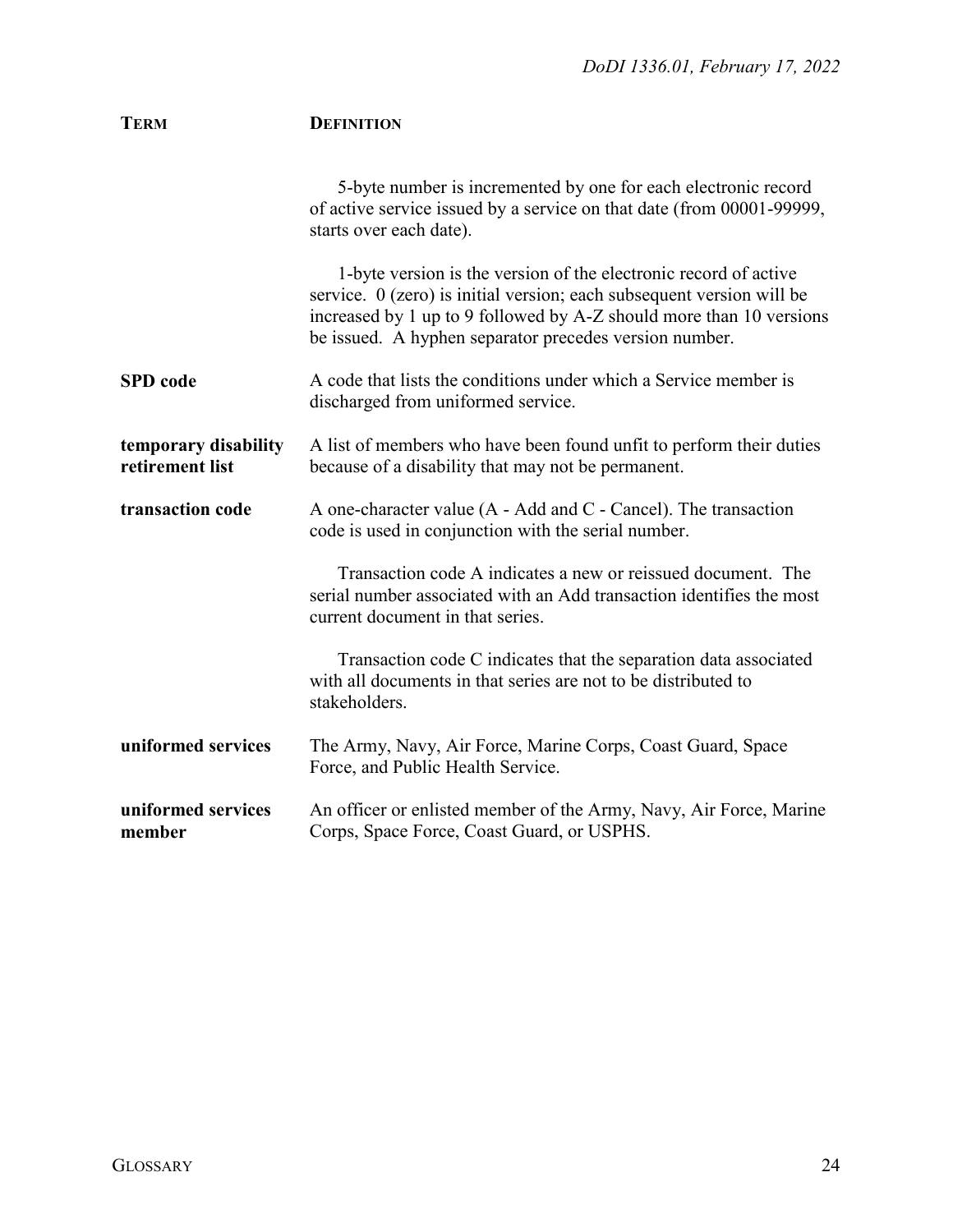| **TERM** | **DEFINITION** |
|---|---|
| | 5-byte number is incremented by one for each electronic record of active service issued by a service on that date (from 00001-99999, starts over each date). |
| | 1-byte version is the version of the electronic record of active service. 0 (zero) is initial version; each subsequent version will be increased by 1 up to 9 followed by A-Z should more than 10 versions be issued. A hyphen separator precedes version number. |
| **SPD code** | A code that lists the conditions under which a Service member is discharged from uniformed service. |
| **temporary disability retirement list** | A list of members who have been found unfit to perform their duties because of a disability that may not be permanent. |
| **transaction code** | A one-character value (A - Add and C - Cancel). The transaction code is used in conjunction with the serial number. |
| | Transaction code A indicates a new or reissued document. The serial number associated with an Add transaction identifies the most current document in that series. |
| | Transaction code C indicates that the separation data associated with all documents in that series are not to be distributed to stakeholders. |
| **uniformed services** | The Army, Navy, Air Force, Marine Corps, Coast Guard, Space Force, and Public Health Service. |
| **uniformed services member** | An officer or enlisted member of the Army, Navy, Air Force, Marine Corps, Space Force, Coast Guard, or USPHS. |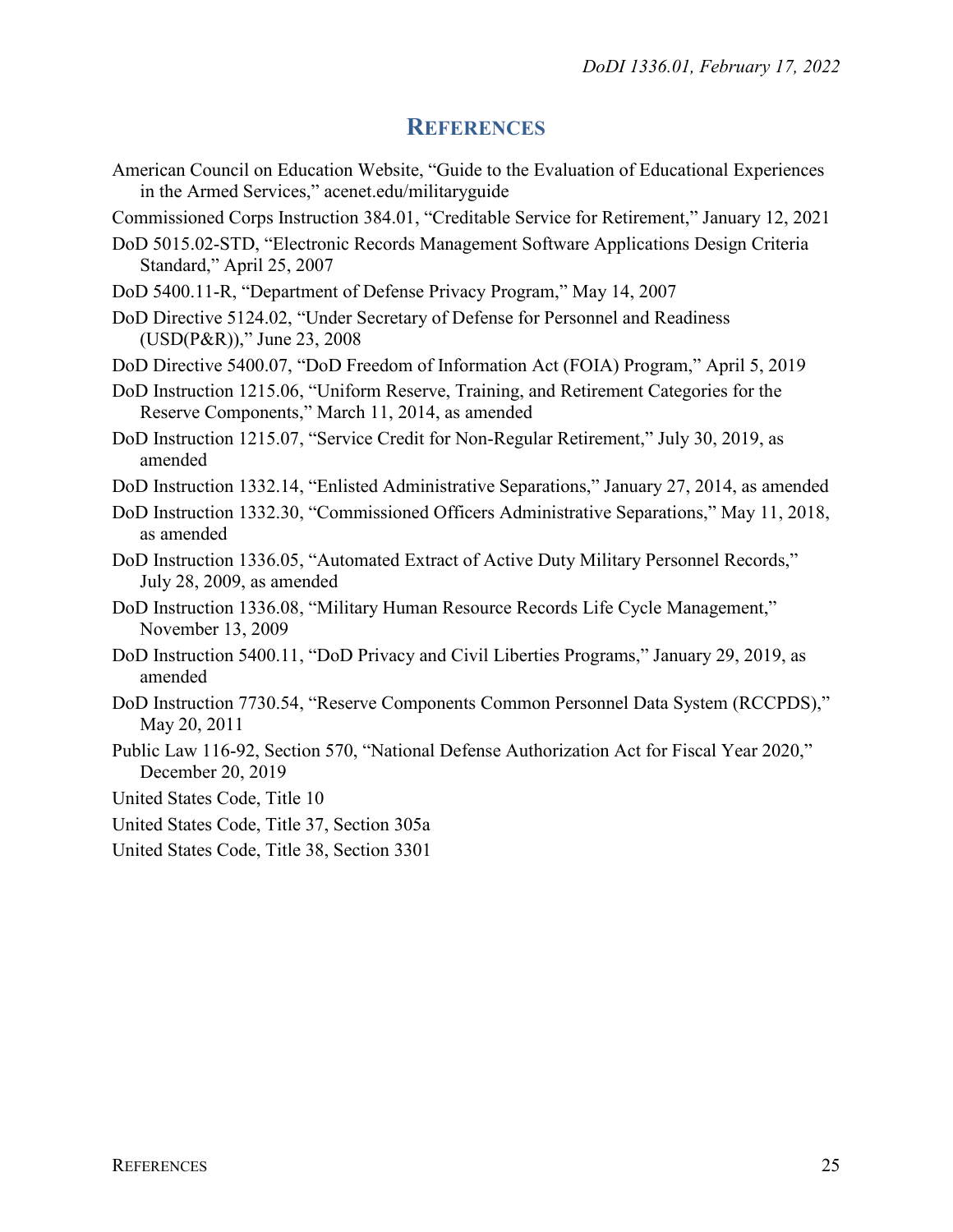# REFERENCES

American Council on Education Website, "Guide to the Evaluation of Educational Experiences in the Armed Services," acenet.edu/militaryguide

Commissioned Corps Instruction 384.01, "Creditable Service for Retirement," January 12, 2021

DoD 5015.02-STD, "Electronic Records Management Software Applications Design Criteria Standard," April 25, 2007

DoD 5400.11-R, "Department of Defense Privacy Program," May 14, 2007

DoD Directive 5124.02, "Under Secretary of Defense for Personnel and Readiness (USD(P&R))," June 23, 2008

DoD Directive 5400.07, "DoD Freedom of Information Act (FOIA) Program," April 5, 2019

DoD Instruction 1215.06, "Uniform Reserve, Training, and Retirement Categories for the Reserve Components," March 11, 2014, as amended

DoD Instruction 1215.07, "Service Credit for Non-Regular Retirement," July 30, 2019, as amended

DoD Instruction 1332.14, "Enlisted Administrative Separations," January 27, 2014, as amended

DoD Instruction 1332.30, "Commissioned Officers Administrative Separations," May 11, 2018, as amended

DoD Instruction 1336.05, "Automated Extract of Active Duty Military Personnel Records," July 28, 2009, as amended

DoD Instruction 1336.08, "Military Human Resource Records Life Cycle Management," November 13, 2009

DoD Instruction 5400.11, "DoD Privacy and Civil Liberties Programs," January 29, 2019, as amended

DoD Instruction 7730.54, "Reserve Components Common Personnel Data System (RCCPDS)," May 20, 2011

Public Law 116-92, Section 570, "National Defense Authorization Act for Fiscal Year 2020," December 20, 2019

United States Code, Title 10

United States Code, Title 37, Section 305a

United States Code, Title 38, Section 3301